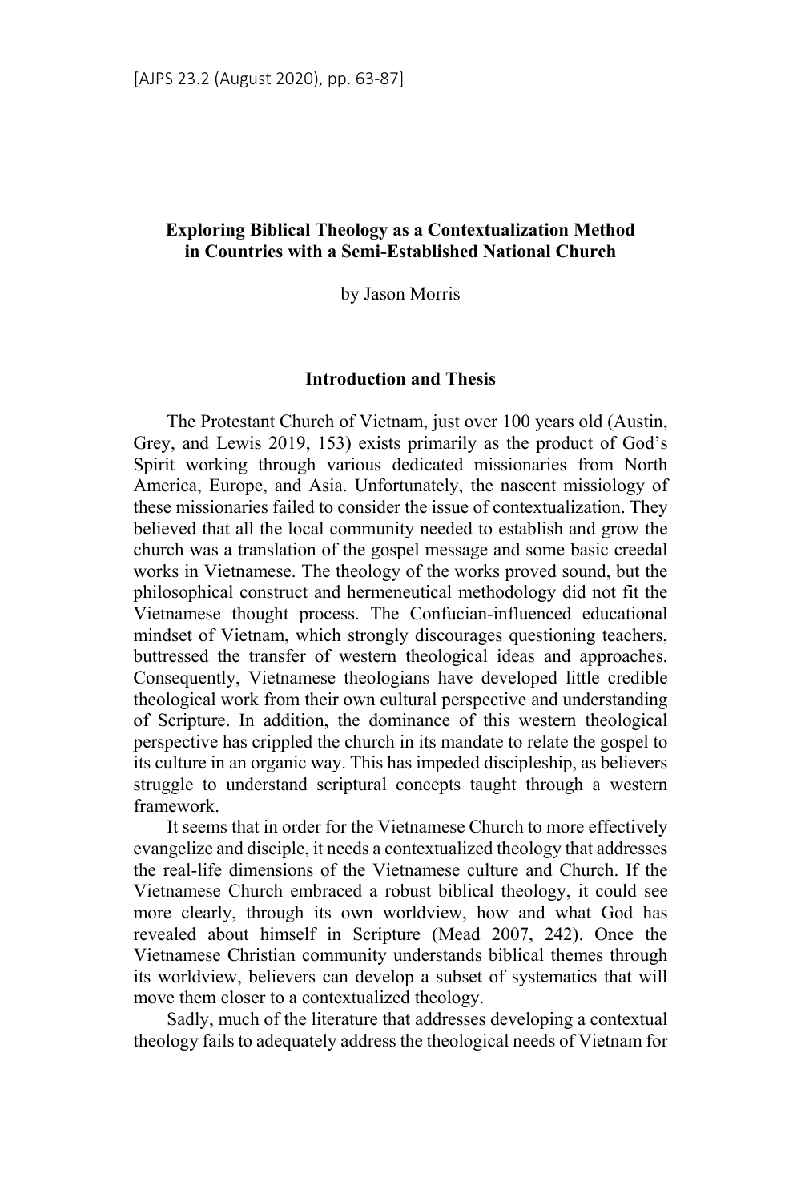# Exploring Biblical Theology as a Contextualization Method in Countries with a Semi-Established National Church

by Jason Morris

## Introduction and Thesis

The Protestant Church of Vietnam, just over 100 years old (Austin, Grey, and Lewis 2019, 153) exists primarily as the product of God's Spirit working through various dedicated missionaries from North America, Europe, and Asia. Unfortunately, the nascent missiology of these missionaries failed to consider the issue of contextualization. They believed that all the local community needed to establish and grow the church was a translation of the gospel message and some basic creedal works in Vietnamese. The theology of the works proved sound, but the philosophical construct and hermeneutical methodology did not fit the Vietnamese thought process. The Confucian-influenced educational mindset of Vietnam, which strongly discourages questioning teachers, buttressed the transfer of western theological ideas and approaches. Consequently, Vietnamese theologians have developed little credible theological work from their own cultural perspective and understanding of Scripture. In addition, the dominance of this western theological perspective has crippled the church in its mandate to relate the gospel to its culture in an organic way. This has impeded discipleship, as believers struggle to understand scriptural concepts taught through a western framework.

It seems that in order for the Vietnamese Church to more effectively evangelize and disciple, it needs a contextualized theology that addresses the real-life dimensions of the Vietnamese culture and Church. If the Vietnamese Church embraced a robust biblical theology, it could see more clearly, through its own worldview, how and what God has revealed about himself in Scripture (Mead 2007, 242). Once the Vietnamese Christian community understands biblical themes through its worldview, believers can develop a subset of systematics that will move them closer to a contextualized theology.

Sadly, much of the literature that addresses developing a contextual theology fails to adequately address the theological needs of Vietnam for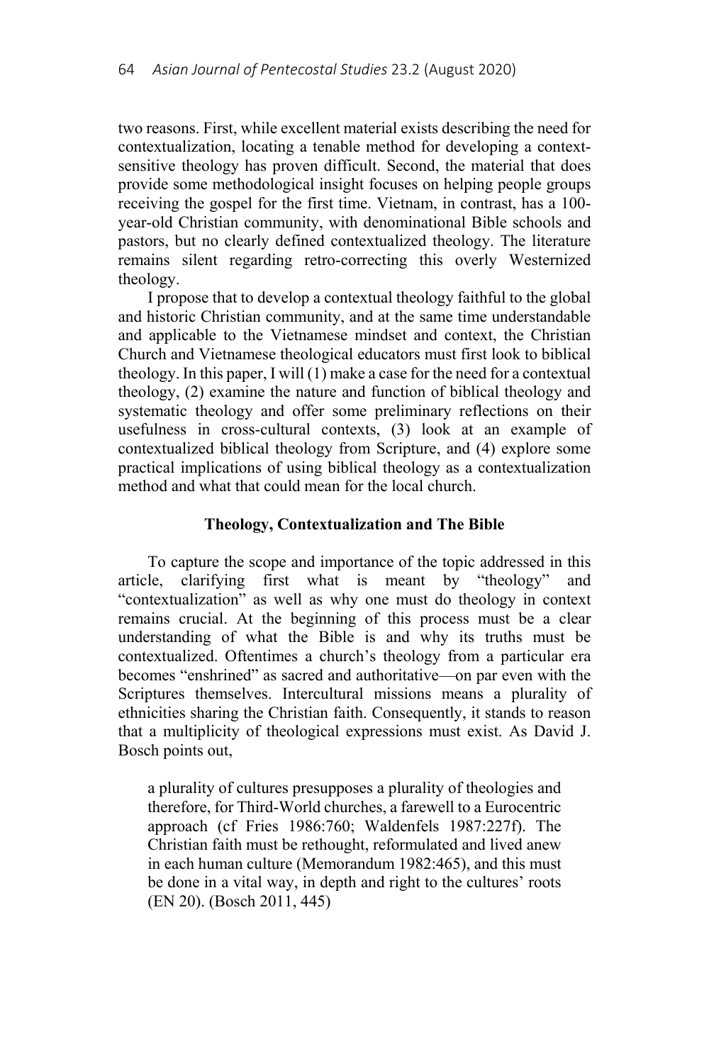two reasons. First, while excellent material exists describing the need for contextualization, locating a tenable method for developing a context-sensitive theology has proven difficult. Second, the material that does provide some methodological insight focuses on helping people groups receiving the gospel for the first time. Vietnam, in contrast, has a 100-year-old Christian community, with denominational Bible schools and pastors, but no clearly defined contextualized theology. The literature remains silent regarding retro-correcting this overly Westernized theology.

I propose that to develop a contextual theology faithful to the global and historic Christian community, and at the same time understandable and applicable to the Vietnamese mindset and context, the Christian Church and Vietnamese theological educators must first look to biblical theology. In this paper, I will (1) make a case for the need for a contextual theology, (2) examine the nature and function of biblical theology and systematic theology and offer some preliminary reflections on their usefulness in cross-cultural contexts, (3) look at an example of contextualized biblical theology from Scripture, and (4) explore some practical implications of using biblical theology as a contextualization method and what that could mean for the local church.

## Theology, Contextualization and The Bible

To capture the scope and importance of the topic addressed in this article, clarifying first what is meant by "theology" and "contextualization" as well as why one must do theology in context remains crucial. At the beginning of this process must be a clear understanding of what the Bible is and why its truths must be contextualized. Oftentimes a church's theology from a particular era becomes "enshrined" as sacred and authoritative—on par even with the Scriptures themselves. Intercultural missions means a plurality of ethnicities sharing the Christian faith. Consequently, it stands to reason that a multiplicity of theological expressions must exist. As David J. Bosch points out,

> a plurality of cultures presupposes a plurality of theologies and therefore, for Third-World churches, a farewell to a Eurocentric approach (cf Fries 1986:760; Waldenfels 1987:227f). The Christian faith must be rethought, reformulated and lived anew in each human culture (Memorandum 1982:465), and this must be done in a vital way, in depth and right to the cultures' roots (EN 20). (Bosch 2011, 445)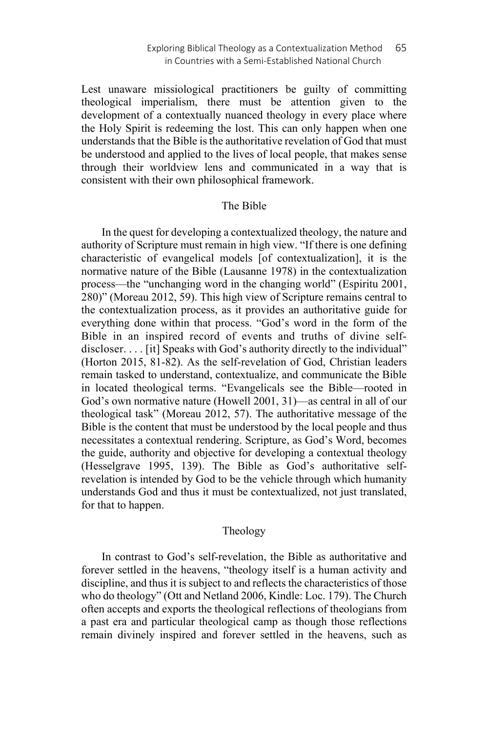Lest unaware missiological practitioners be guilty of committing theological imperialism, there must be attention given to the development of a contextually nuanced theology in every place where the Holy Spirit is redeeming the lost. This can only happen when one understands that the Bible is the authoritative revelation of God that must be understood and applied to the lives of local people, that makes sense through their worldview lens and communicated in a way that is consistent with their own philosophical framework.

## The Bible

In the quest for developing a contextualized theology, the nature and authority of Scripture must remain in high view. "If there is one defining characteristic of evangelical models [of contextualization], it is the normative nature of the Bible (Lausanne 1978) in the contextualization process—the "unchanging word in the changing world" (Espiritu 2001, 280)" (Moreau 2012, 59). This high view of Scripture remains central to the contextualization process, as it provides an authoritative guide for everything done within that process. "God's word in the form of the Bible in an inspired record of events and truths of divine self-discloser. . . . [it] Speaks with God's authority directly to the individual" (Horton 2015, 81-82). As the self-revelation of God, Christian leaders remain tasked to understand, contextualize, and communicate the Bible in located theological terms. "Evangelicals see the Bible—rooted in God's own normative nature (Howell 2001, 31)—as central in all of our theological task" (Moreau 2012, 57). The authoritative message of the Bible is the content that must be understood by the local people and thus necessitates a contextual rendering. Scripture, as God's Word, becomes the guide, authority and objective for developing a contextual theology (Hesselgrave 1995, 139). The Bible as God's authoritative self-revelation is intended by God to be the vehicle through which humanity understands God and thus it must be contextualized, not just translated, for that to happen.

## Theology

In contrast to God's self-revelation, the Bible as authoritative and forever settled in the heavens, "theology itself is a human activity and discipline, and thus it is subject to and reflects the characteristics of those who do theology" (Ott and Netland 2006, Kindle: Loc. 179). The Church often accepts and exports the theological reflections of theologians from a past era and particular theological camp as though those reflections remain divinely inspired and forever settled in the heavens, such as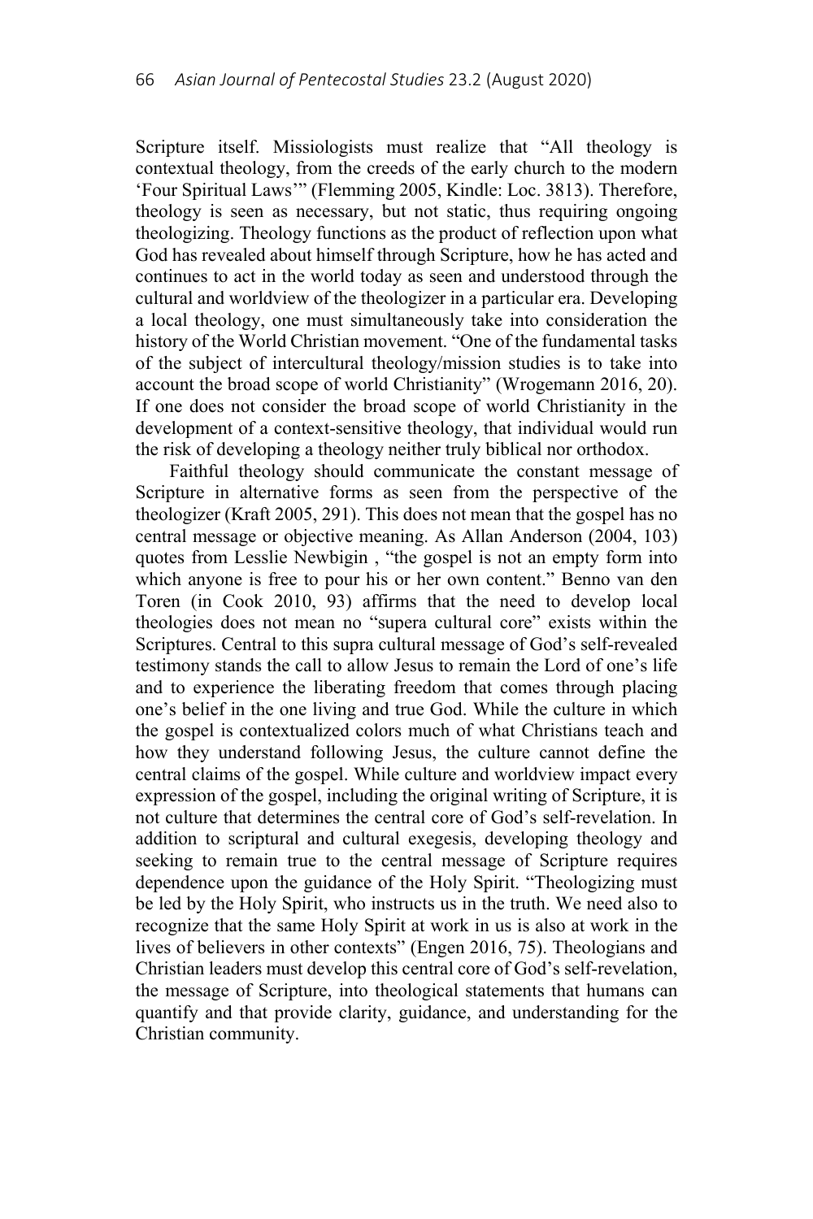Scripture itself. Missiologists must realize that "All theology is contextual theology, from the creeds of the early church to the modern 'Four Spiritual Laws'" (Flemming 2005, Kindle: Loc. 3813). Therefore, theology is seen as necessary, but not static, thus requiring ongoing theologizing. Theology functions as the product of reflection upon what God has revealed about himself through Scripture, how he has acted and continues to act in the world today as seen and understood through the cultural and worldview of the theologizer in a particular era. Developing a local theology, one must simultaneously take into consideration the history of the World Christian movement. "One of the fundamental tasks of the subject of intercultural theology/mission studies is to take into account the broad scope of world Christianity" (Wrogemann 2016, 20). If one does not consider the broad scope of world Christianity in the development of a context-sensitive theology, that individual would run the risk of developing a theology neither truly biblical nor orthodox.

Faithful theology should communicate the constant message of Scripture in alternative forms as seen from the perspective of the theologizer (Kraft 2005, 291). This does not mean that the gospel has no central message or objective meaning. As Allan Anderson (2004, 103) quotes from Lesslie Newbigin , "the gospel is not an empty form into which anyone is free to pour his or her own content." Benno van den Toren (in Cook 2010, 93) affirms that the need to develop local theologies does not mean no "supera cultural core" exists within the Scriptures. Central to this supra cultural message of God's self-revealed testimony stands the call to allow Jesus to remain the Lord of one's life and to experience the liberating freedom that comes through placing one's belief in the one living and true God. While the culture in which the gospel is contextualized colors much of what Christians teach and how they understand following Jesus, the culture cannot define the central claims of the gospel. While culture and worldview impact every expression of the gospel, including the original writing of Scripture, it is not culture that determines the central core of God's self-revelation. In addition to scriptural and cultural exegesis, developing theology and seeking to remain true to the central message of Scripture requires dependence upon the guidance of the Holy Spirit. "Theologizing must be led by the Holy Spirit, who instructs us in the truth. We need also to recognize that the same Holy Spirit at work in us is also at work in the lives of believers in other contexts" (Engen 2016, 75). Theologians and Christian leaders must develop this central core of God's self-revelation, the message of Scripture, into theological statements that humans can quantify and that provide clarity, guidance, and understanding for the Christian community.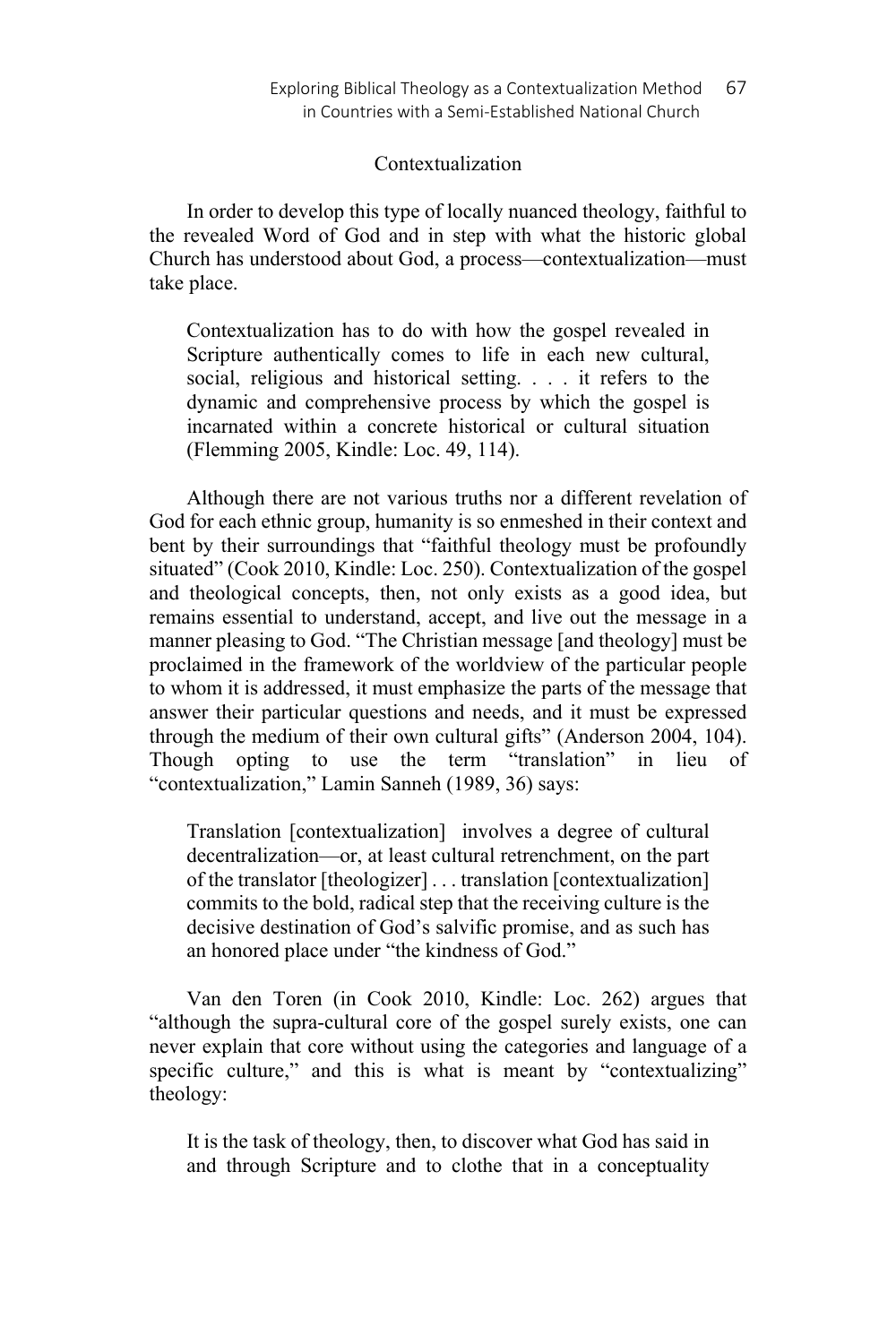## Contextualization

In order to develop this type of locally nuanced theology, faithful to the revealed Word of God and in step with what the historic global Church has understood about God, a process—contextualization—must take place.

> Contextualization has to do with how the gospel revealed in Scripture authentically comes to life in each new cultural, social, religious and historical setting. . . . it refers to the dynamic and comprehensive process by which the gospel is incarnated within a concrete historical or cultural situation (Flemming 2005, Kindle: Loc. 49, 114).

Although there are not various truths nor a different revelation of God for each ethnic group, humanity is so enmeshed in their context and bent by their surroundings that "faithful theology must be profoundly situated" (Cook 2010, Kindle: Loc. 250). Contextualization of the gospel and theological concepts, then, not only exists as a good idea, but remains essential to understand, accept, and live out the message in a manner pleasing to God. "The Christian message [and theology] must be proclaimed in the framework of the worldview of the particular people to whom it is addressed, it must emphasize the parts of the message that answer their particular questions and needs, and it must be expressed through the medium of their own cultural gifts" (Anderson 2004, 104). Though opting to use the term "translation" in lieu of "contextualization," Lamin Sanneh (1989, 36) says:

> Translation [contextualization] involves a degree of cultural decentralization—or, at least cultural retrenchment, on the part of the translator [theologizer] . . . translation [contextualization] commits to the bold, radical step that the receiving culture is the decisive destination of God's salvific promise, and as such has an honored place under "the kindness of God."

Van den Toren (in Cook 2010, Kindle: Loc. 262) argues that "although the supra-cultural core of the gospel surely exists, one can never explain that core without using the categories and language of a specific culture," and this is what is meant by "contextualizing" theology:

> It is the task of theology, then, to discover what God has said in and through Scripture and to clothe that in a conceptuality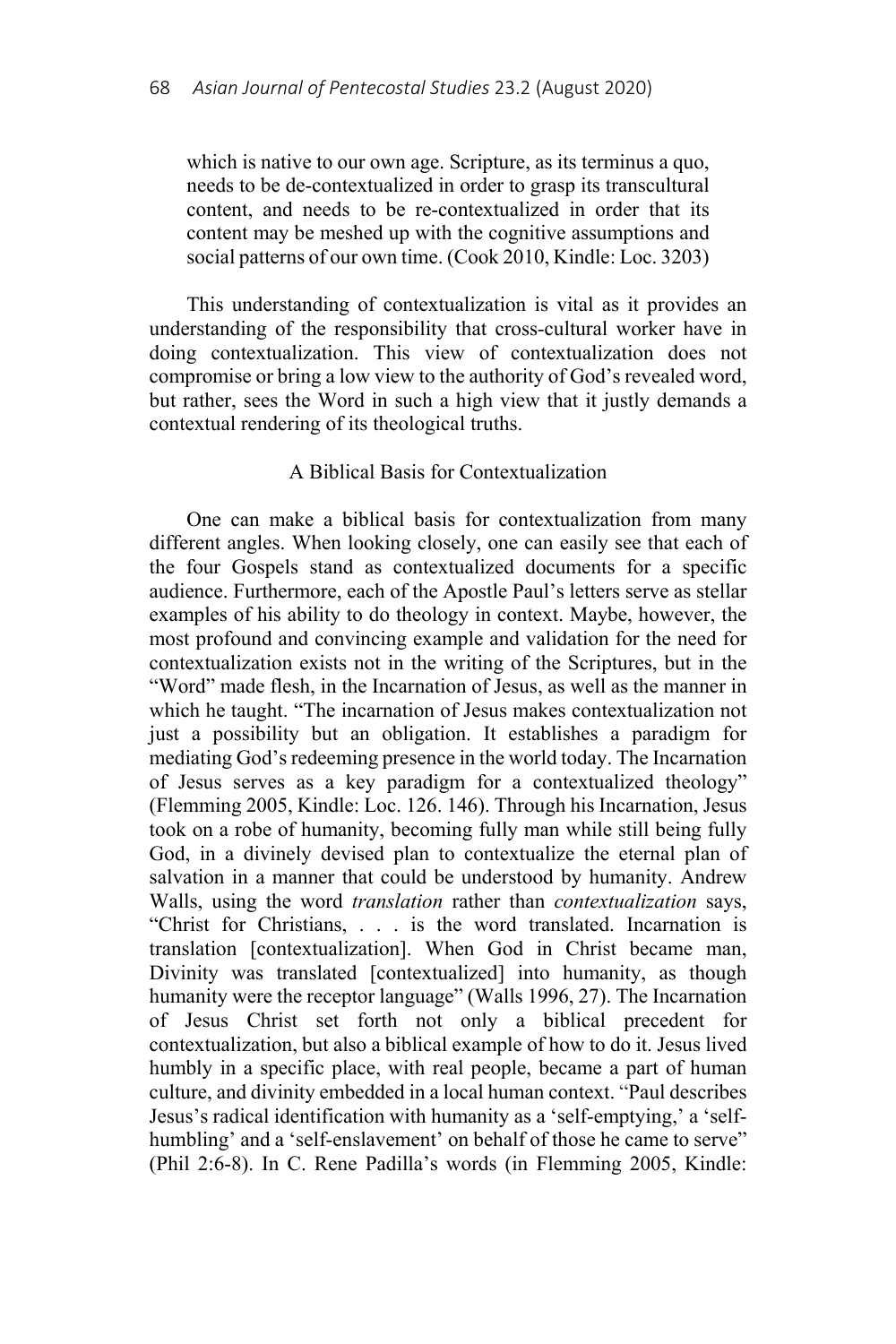> which is native to our own age. Scripture, as its terminus a quo, needs to be de-contextualized in order to grasp its transcultural content, and needs to be re-contextualized in order that its content may be meshed up with the cognitive assumptions and social patterns of our own time. (Cook 2010, Kindle: Loc. 3203)

This understanding of contextualization is vital as it provides an understanding of the responsibility that cross-cultural worker have in doing contextualization. This view of contextualization does not compromise or bring a low view to the authority of God's revealed word, but rather, sees the Word in such a high view that it justly demands a contextual rendering of its theological truths.

## A Biblical Basis for Contextualization

One can make a biblical basis for contextualization from many different angles. When looking closely, one can easily see that each of the four Gospels stand as contextualized documents for a specific audience. Furthermore, each of the Apostle Paul's letters serve as stellar examples of his ability to do theology in context. Maybe, however, the most profound and convincing example and validation for the need for contextualization exists not in the writing of the Scriptures, but in the "Word" made flesh, in the Incarnation of Jesus, as well as the manner in which he taught. "The incarnation of Jesus makes contextualization not just a possibility but an obligation. It establishes a paradigm for mediating God's redeeming presence in the world today. The Incarnation of Jesus serves as a key paradigm for a contextualized theology" (Flemming 2005, Kindle: Loc. 126. 146). Through his Incarnation, Jesus took on a robe of humanity, becoming fully man while still being fully God, in a divinely devised plan to contextualize the eternal plan of salvation in a manner that could be understood by humanity. Andrew Walls, using the word *translation* rather than *contextualization* says, "Christ for Christians, . . . is the word translated. Incarnation is translation [contextualization]. When God in Christ became man, Divinity was translated [contextualized] into humanity, as though humanity were the receptor language" (Walls 1996, 27). The Incarnation of Jesus Christ set forth not only a biblical precedent for contextualization, but also a biblical example of how to do it. Jesus lived humbly in a specific place, with real people, became a part of human culture, and divinity embedded in a local human context. "Paul describes Jesus's radical identification with humanity as a 'self-emptying,' a 'self-humbling' and a 'self-enslavement' on behalf of those he came to serve" (Phil 2:6-8). In C. Rene Padilla's words (in Flemming 2005, Kindle: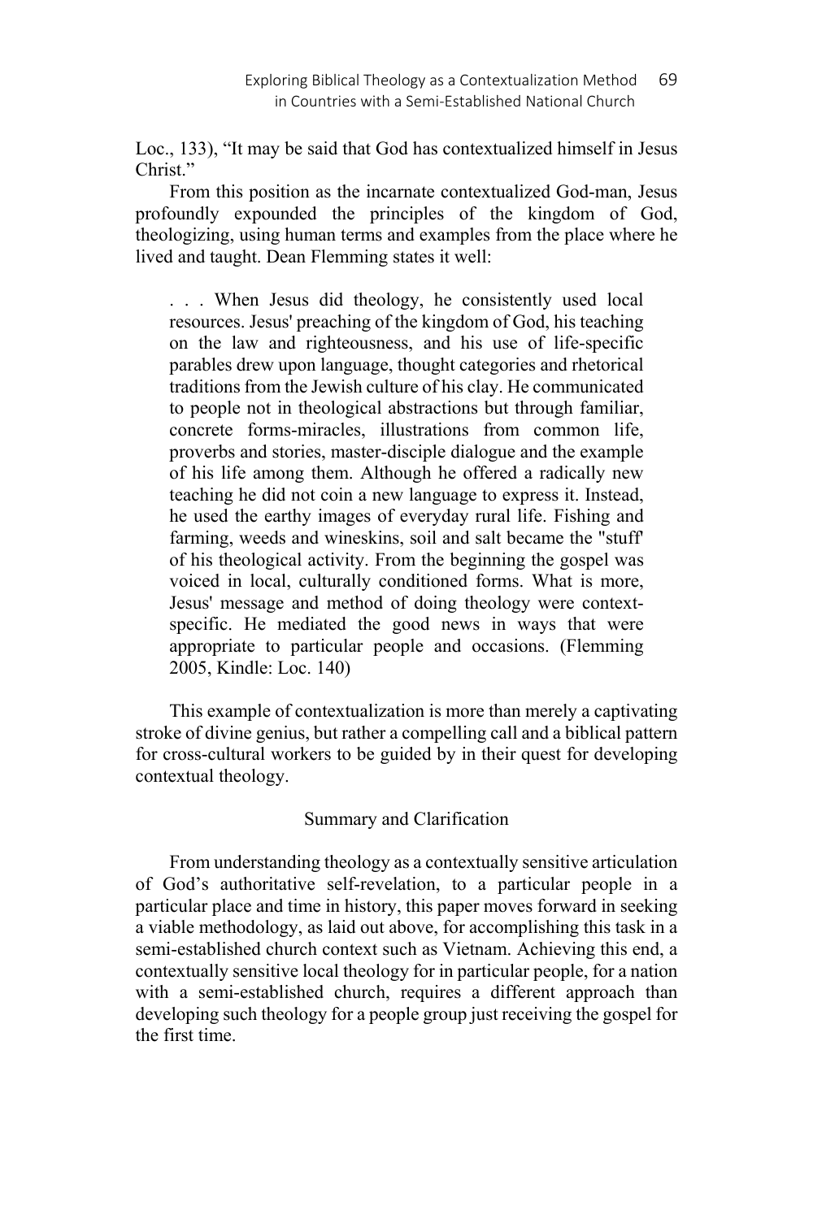Loc., 133), "It may be said that God has contextualized himself in Jesus Christ."

From this position as the incarnate contextualized God-man, Jesus profoundly expounded the principles of the kingdom of God, theologizing, using human terms and examples from the place where he lived and taught. Dean Flemming states it well:

> . . . When Jesus did theology, he consistently used local resources. Jesus' preaching of the kingdom of God, his teaching on the law and righteousness, and his use of life-specific parables drew upon language, thought categories and rhetorical traditions from the Jewish culture of his clay. He communicated to people not in theological abstractions but through familiar, concrete forms-miracles, illustrations from common life, proverbs and stories, master-disciple dialogue and the example of his life among them. Although he offered a radically new teaching he did not coin a new language to express it. Instead, he used the earthy images of everyday rural life. Fishing and farming, weeds and wineskins, soil and salt became the "stuff' of his theological activity. From the beginning the gospel was voiced in local, culturally conditioned forms. What is more, Jesus' message and method of doing theology were context-specific. He mediated the good news in ways that were appropriate to particular people and occasions. (Flemming 2005, Kindle: Loc. 140)

This example of contextualization is more than merely a captivating stroke of divine genius, but rather a compelling call and a biblical pattern for cross-cultural workers to be guided by in their quest for developing contextual theology.

## Summary and Clarification

From understanding theology as a contextually sensitive articulation of God's authoritative self-revelation, to a particular people in a particular place and time in history, this paper moves forward in seeking a viable methodology, as laid out above, for accomplishing this task in a semi-established church context such as Vietnam. Achieving this end, a contextually sensitive local theology for in particular people, for a nation with a semi-established church, requires a different approach than developing such theology for a people group just receiving the gospel for the first time.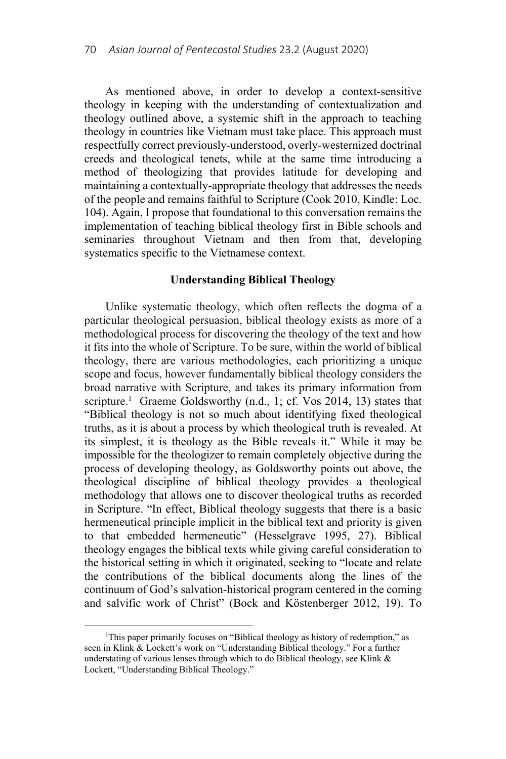As mentioned above, in order to develop a context-sensitive theology in keeping with the understanding of contextualization and theology outlined above, a systemic shift in the approach to teaching theology in countries like Vietnam must take place. This approach must respectfully correct previously-understood, overly-westernized doctrinal creeds and theological tenets, while at the same time introducing a method of theologizing that provides latitude for developing and maintaining a contextually-appropriate theology that addresses the needs of the people and remains faithful to Scripture (Cook 2010, Kindle: Loc. 104). Again, I propose that foundational to this conversation remains the implementation of teaching biblical theology first in Bible schools and seminaries throughout Vietnam and then from that, developing systematics specific to the Vietnamese context.

## Understanding Biblical Theology

Unlike systematic theology, which often reflects the dogma of a particular theological persuasion, biblical theology exists as more of a methodological process for discovering the theology of the text and how it fits into the whole of Scripture. To be sure, within the world of biblical theology, there are various methodologies, each prioritizing a unique scope and focus, however fundamentally biblical theology considers the broad narrative with Scripture, and takes its primary information from scripture.[1] Graeme Goldsworthy (n.d., 1; cf. Vos 2014, 13) states that "Biblical theology is not so much about identifying fixed theological truths, as it is about a process by which theological truth is revealed. At its simplest, it is theology as the Bible reveals it." While it may be impossible for the theologizer to remain completely objective during the process of developing theology, as Goldsworthy points out above, the theological discipline of biblical theology provides a theological methodology that allows one to discover theological truths as recorded in Scripture. "In effect, Biblical theology suggests that there is a basic hermeneutical principle implicit in the biblical text and priority is given to that embedded hermeneutic" (Hesselgrave 1995, 27). Biblical theology engages the biblical texts while giving careful consideration to the historical setting in which it originated, seeking to "locate and relate the contributions of the biblical documents along the lines of the continuum of God's salvation-historical program centered in the coming and salvific work of Christ" (Bock and Köstenberger 2012, 19). To

[1]This paper primarily focuses on "Biblical theology as history of redemption," as seen in Klink & Lockett's work on "Understanding Biblical theology." For a further understating of various lenses through which to do Biblical theology, see Klink & Lockett, "Understanding Biblical Theology."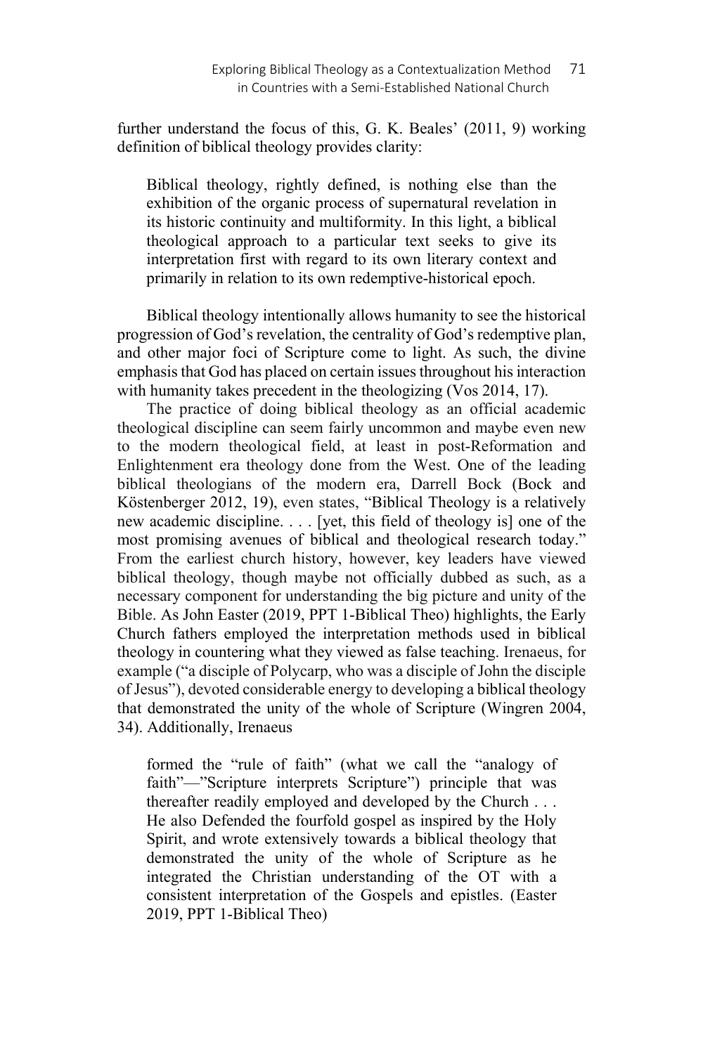further understand the focus of this, G. K. Beales' (2011, 9) working definition of biblical theology provides clarity:

> Biblical theology, rightly defined, is nothing else than the exhibition of the organic process of supernatural revelation in its historic continuity and multiformity. In this light, a biblical theological approach to a particular text seeks to give its interpretation first with regard to its own literary context and primarily in relation to its own redemptive-historical epoch.

Biblical theology intentionally allows humanity to see the historical progression of God's revelation, the centrality of God's redemptive plan, and other major foci of Scripture come to light. As such, the divine emphasis that God has placed on certain issues throughout his interaction with humanity takes precedent in the theologizing (Vos 2014, 17).

The practice of doing biblical theology as an official academic theological discipline can seem fairly uncommon and maybe even new to the modern theological field, at least in post-Reformation and Enlightenment era theology done from the West. One of the leading biblical theologians of the modern era, Darrell Bock (Bock and Köstenberger 2012, 19), even states, "Biblical Theology is a relatively new academic discipline. . . . [yet, this field of theology is] one of the most promising avenues of biblical and theological research today." From the earliest church history, however, key leaders have viewed biblical theology, though maybe not officially dubbed as such, as a necessary component for understanding the big picture and unity of the Bible. As John Easter (2019, PPT 1-Biblical Theo) highlights, the Early Church fathers employed the interpretation methods used in biblical theology in countering what they viewed as false teaching. Irenaeus, for example ("a disciple of Polycarp, who was a disciple of John the disciple of Jesus"), devoted considerable energy to developing a biblical theology that demonstrated the unity of the whole of Scripture (Wingren 2004, 34). Additionally, Irenaeus

> formed the "rule of faith" (what we call the "analogy of faith"—"Scripture interprets Scripture") principle that was thereafter readily employed and developed by the Church . . . He also Defended the fourfold gospel as inspired by the Holy Spirit, and wrote extensively towards a biblical theology that demonstrated the unity of the whole of Scripture as he integrated the Christian understanding of the OT with a consistent interpretation of the Gospels and epistles. (Easter 2019, PPT 1-Biblical Theo)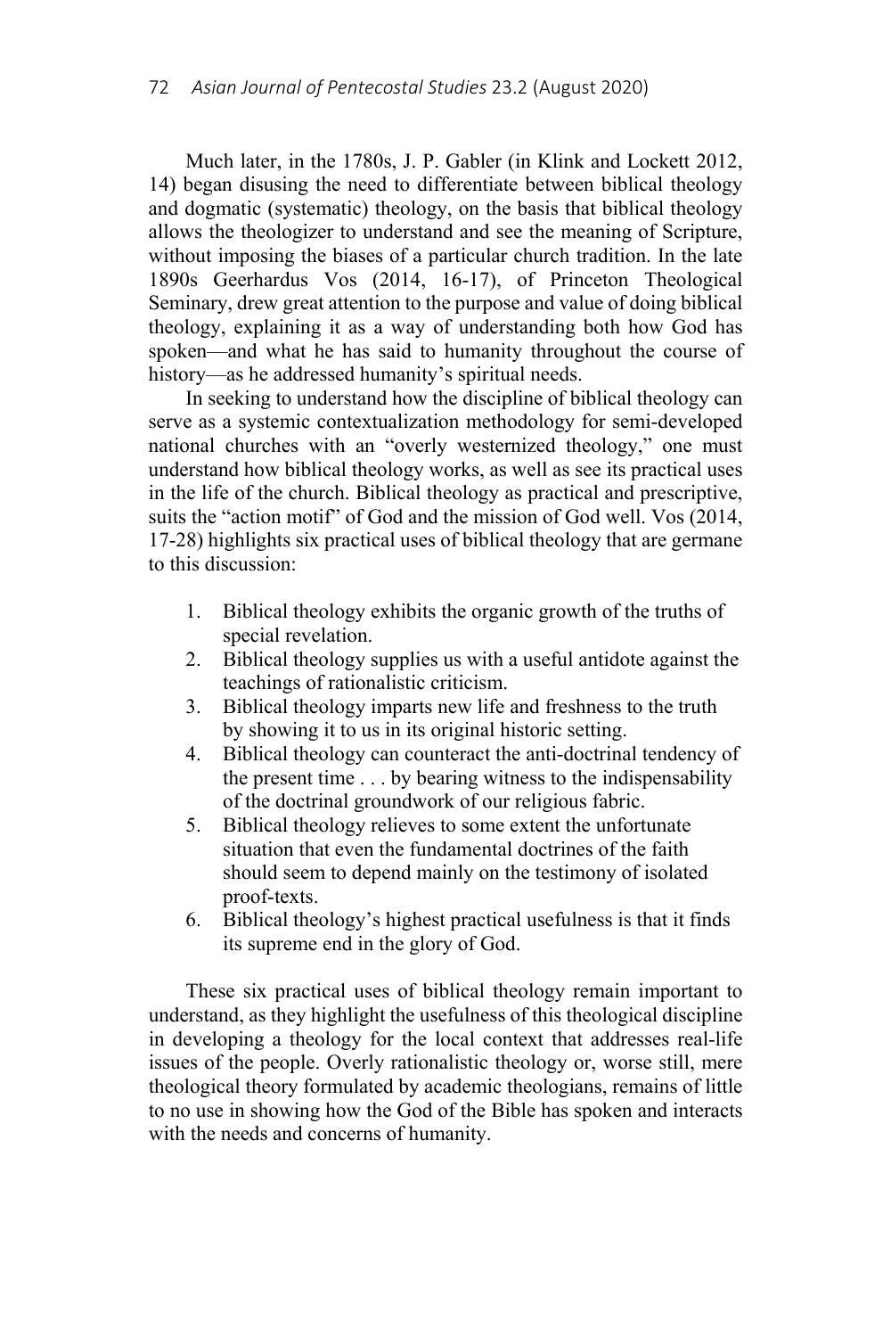Much later, in the 1780s, J. P. Gabler (in Klink and Lockett 2012, 14) began disusing the need to differentiate between biblical theology and dogmatic (systematic) theology, on the basis that biblical theology allows the theologizer to understand and see the meaning of Scripture, without imposing the biases of a particular church tradition. In the late 1890s Geerhardus Vos (2014, 16-17), of Princeton Theological Seminary, drew great attention to the purpose and value of doing biblical theology, explaining it as a way of understanding both how God has spoken—and what he has said to humanity throughout the course of history—as he addressed humanity's spiritual needs.

In seeking to understand how the discipline of biblical theology can serve as a systemic contextualization methodology for semi-developed national churches with an "overly westernized theology," one must understand how biblical theology works, as well as see its practical uses in the life of the church. Biblical theology as practical and prescriptive, suits the "action motif" of God and the mission of God well. Vos (2014, 17-28) highlights six practical uses of biblical theology that are germane to this discussion:

1. Biblical theology exhibits the organic growth of the truths of special revelation.
2. Biblical theology supplies us with a useful antidote against the teachings of rationalistic criticism.
3. Biblical theology imparts new life and freshness to the truth by showing it to us in its original historic setting.
4. Biblical theology can counteract the anti-doctrinal tendency of the present time . . . by bearing witness to the indispensability of the doctrinal groundwork of our religious fabric.
5. Biblical theology relieves to some extent the unfortunate situation that even the fundamental doctrines of the faith should seem to depend mainly on the testimony of isolated proof-texts.
6. Biblical theology's highest practical usefulness is that it finds its supreme end in the glory of God.

These six practical uses of biblical theology remain important to understand, as they highlight the usefulness of this theological discipline in developing a theology for the local context that addresses real-life issues of the people. Overly rationalistic theology or, worse still, mere theological theory formulated by academic theologians, remains of little to no use in showing how the God of the Bible has spoken and interacts with the needs and concerns of humanity.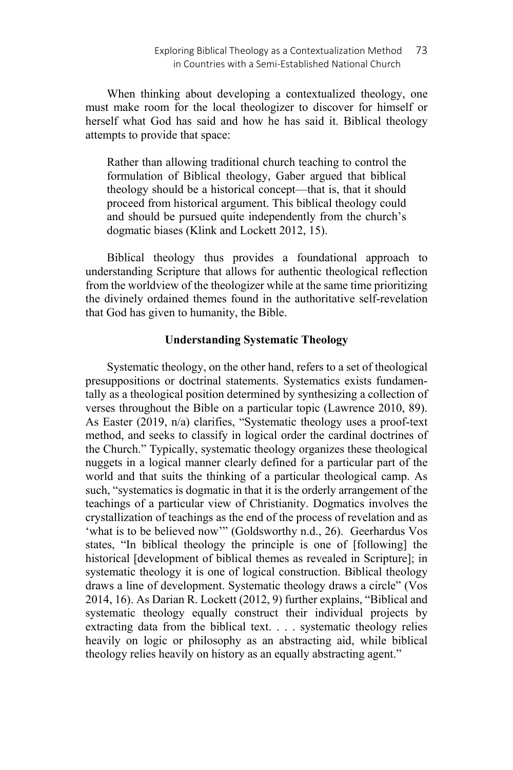When thinking about developing a contextualized theology, one must make room for the local theologizer to discover for himself or herself what God has said and how he has said it. Biblical theology attempts to provide that space:

> Rather than allowing traditional church teaching to control the formulation of Biblical theology, Gaber argued that biblical theology should be a historical concept—that is, that it should proceed from historical argument. This biblical theology could and should be pursued quite independently from the church's dogmatic biases (Klink and Lockett 2012, 15).

Biblical theology thus provides a foundational approach to understanding Scripture that allows for authentic theological reflection from the worldview of the theologizer while at the same time prioritizing the divinely ordained themes found in the authoritative self-revelation that God has given to humanity, the Bible.

## Understanding Systematic Theology

Systematic theology, on the other hand, refers to a set of theological presuppositions or doctrinal statements. Systematics exists fundamentally as a theological position determined by synthesizing a collection of verses throughout the Bible on a particular topic (Lawrence 2010, 89). As Easter (2019, n/a) clarifies, "Systematic theology uses a proof-text method, and seeks to classify in logical order the cardinal doctrines of the Church." Typically, systematic theology organizes these theological nuggets in a logical manner clearly defined for a particular part of the world and that suits the thinking of a particular theological camp. As such, "systematics is dogmatic in that it is the orderly arrangement of the teachings of a particular view of Christianity. Dogmatics involves the crystallization of teachings as the end of the process of revelation and as 'what is to be believed now'" (Goldsworthy n.d., 26). Geerhardus Vos states, "In biblical theology the principle is one of [following] the historical [development of biblical themes as revealed in Scripture]; in systematic theology it is one of logical construction. Biblical theology draws a line of development. Systematic theology draws a circle" (Vos 2014, 16). As Darian R. Lockett (2012, 9) further explains, "Biblical and systematic theology equally construct their individual projects by extracting data from the biblical text. . . . systematic theology relies heavily on logic or philosophy as an abstracting aid, while biblical theology relies heavily on history as an equally abstracting agent."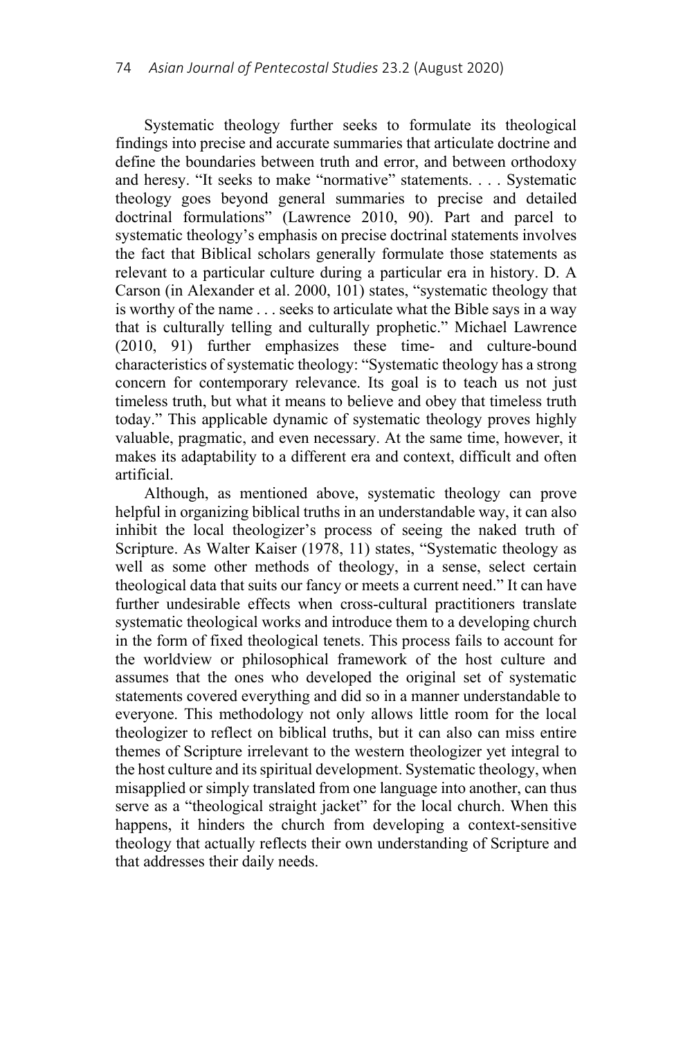Systematic theology further seeks to formulate its theological findings into precise and accurate summaries that articulate doctrine and define the boundaries between truth and error, and between orthodoxy and heresy. "It seeks to make "normative" statements. . . . Systematic theology goes beyond general summaries to precise and detailed doctrinal formulations" (Lawrence 2010, 90). Part and parcel to systematic theology's emphasis on precise doctrinal statements involves the fact that Biblical scholars generally formulate those statements as relevant to a particular culture during a particular era in history. D. A Carson (in Alexander et al. 2000, 101) states, "systematic theology that is worthy of the name . . . seeks to articulate what the Bible says in a way that is culturally telling and culturally prophetic." Michael Lawrence (2010, 91) further emphasizes these time- and culture-bound characteristics of systematic theology: "Systematic theology has a strong concern for contemporary relevance. Its goal is to teach us not just timeless truth, but what it means to believe and obey that timeless truth today." This applicable dynamic of systematic theology proves highly valuable, pragmatic, and even necessary. At the same time, however, it makes its adaptability to a different era and context, difficult and often artificial.

Although, as mentioned above, systematic theology can prove helpful in organizing biblical truths in an understandable way, it can also inhibit the local theologizer's process of seeing the naked truth of Scripture. As Walter Kaiser (1978, 11) states, "Systematic theology as well as some other methods of theology, in a sense, select certain theological data that suits our fancy or meets a current need." It can have further undesirable effects when cross-cultural practitioners translate systematic theological works and introduce them to a developing church in the form of fixed theological tenets. This process fails to account for the worldview or philosophical framework of the host culture and assumes that the ones who developed the original set of systematic statements covered everything and did so in a manner understandable to everyone. This methodology not only allows little room for the local theologizer to reflect on biblical truths, but it can also can miss entire themes of Scripture irrelevant to the western theologizer yet integral to the host culture and its spiritual development. Systematic theology, when misapplied or simply translated from one language into another, can thus serve as a "theological straight jacket" for the local church. When this happens, it hinders the church from developing a context-sensitive theology that actually reflects their own understanding of Scripture and that addresses their daily needs.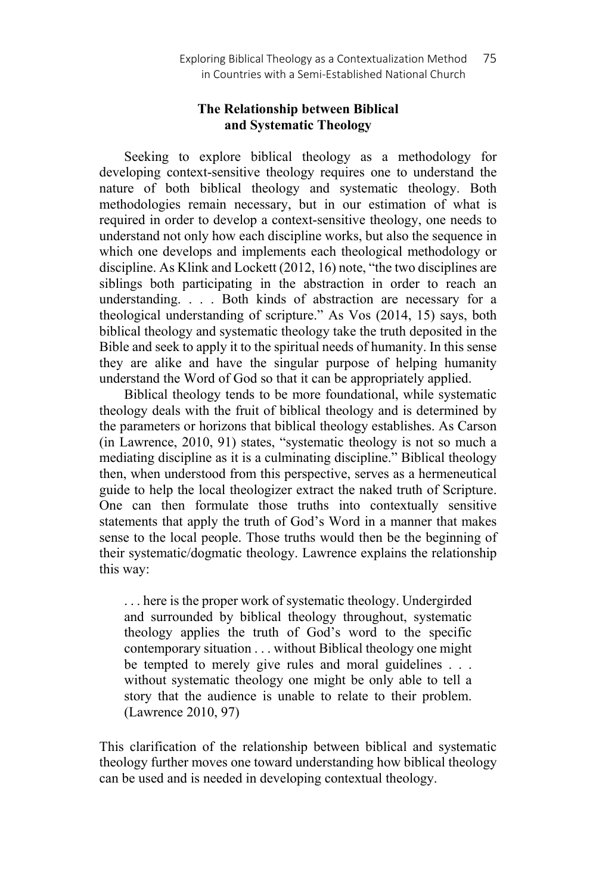## The Relationship between Biblical and Systematic Theology

Seeking to explore biblical theology as a methodology for developing context-sensitive theology requires one to understand the nature of both biblical theology and systematic theology. Both methodologies remain necessary, but in our estimation of what is required in order to develop a context-sensitive theology, one needs to understand not only how each discipline works, but also the sequence in which one develops and implements each theological methodology or discipline. As Klink and Lockett (2012, 16) note, "the two disciplines are siblings both participating in the abstraction in order to reach an understanding. . . . Both kinds of abstraction are necessary for a theological understanding of scripture." As Vos (2014, 15) says, both biblical theology and systematic theology take the truth deposited in the Bible and seek to apply it to the spiritual needs of humanity. In this sense they are alike and have the singular purpose of helping humanity understand the Word of God so that it can be appropriately applied.

Biblical theology tends to be more foundational, while systematic theology deals with the fruit of biblical theology and is determined by the parameters or horizons that biblical theology establishes. As Carson (in Lawrence, 2010, 91) states, "systematic theology is not so much a mediating discipline as it is a culminating discipline." Biblical theology then, when understood from this perspective, serves as a hermeneutical guide to help the local theologizer extract the naked truth of Scripture. One can then formulate those truths into contextually sensitive statements that apply the truth of God's Word in a manner that makes sense to the local people. Those truths would then be the beginning of their systematic/dogmatic theology. Lawrence explains the relationship this way:

> . . . here is the proper work of systematic theology. Undergirded and surrounded by biblical theology throughout, systematic theology applies the truth of God's word to the specific contemporary situation . . . without Biblical theology one might be tempted to merely give rules and moral guidelines . . . without systematic theology one might be only able to tell a story that the audience is unable to relate to their problem. (Lawrence 2010, 97)

This clarification of the relationship between biblical and systematic theology further moves one toward understanding how biblical theology can be used and is needed in developing contextual theology.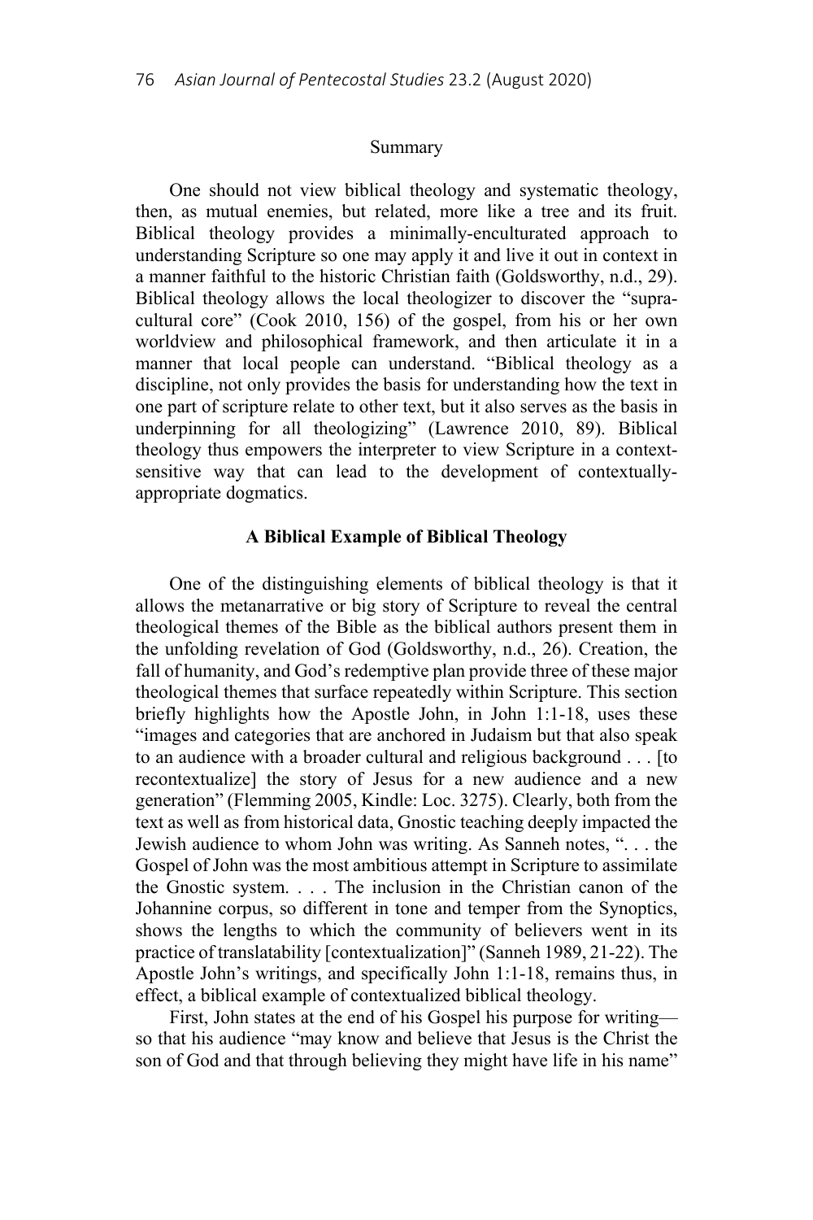Summary

One should not view biblical theology and systematic theology, then, as mutual enemies, but related, more like a tree and its fruit. Biblical theology provides a minimally-enculturated approach to understanding Scripture so one may apply it and live it out in context in a manner faithful to the historic Christian faith (Goldsworthy, n.d., 29). Biblical theology allows the local theologizer to discover the "supra-cultural core" (Cook 2010, 156) of the gospel, from his or her own worldview and philosophical framework, and then articulate it in a manner that local people can understand. "Biblical theology as a discipline, not only provides the basis for understanding how the text in one part of scripture relate to other text, but it also serves as the basis in underpinning for all theologizing" (Lawrence 2010, 89). Biblical theology thus empowers the interpreter to view Scripture in a context-sensitive way that can lead to the development of contextually-appropriate dogmatics.

## A Biblical Example of Biblical Theology

One of the distinguishing elements of biblical theology is that it allows the metanarrative or big story of Scripture to reveal the central theological themes of the Bible as the biblical authors present them in the unfolding revelation of God (Goldsworthy, n.d., 26). Creation, the fall of humanity, and God's redemptive plan provide three of these major theological themes that surface repeatedly within Scripture. This section briefly highlights how the Apostle John, in John 1:1-18, uses these "images and categories that are anchored in Judaism but that also speak to an audience with a broader cultural and religious background . . . [to recontextualize] the story of Jesus for a new audience and a new generation" (Flemming 2005, Kindle: Loc. 3275). Clearly, both from the text as well as from historical data, Gnostic teaching deeply impacted the Jewish audience to whom John was writing. As Sanneh notes, ". . . the Gospel of John was the most ambitious attempt in Scripture to assimilate the Gnostic system. . . . The inclusion in the Christian canon of the Johannine corpus, so different in tone and temper from the Synoptics, shows the lengths to which the community of believers went in its practice of translatability [contextualization]" (Sanneh 1989, 21-22). The Apostle John's writings, and specifically John 1:1-18, remains thus, in effect, a biblical example of contextualized biblical theology.

First, John states at the end of his Gospel his purpose for writing—so that his audience "may know and believe that Jesus is the Christ the son of God and that through believing they might have life in his name"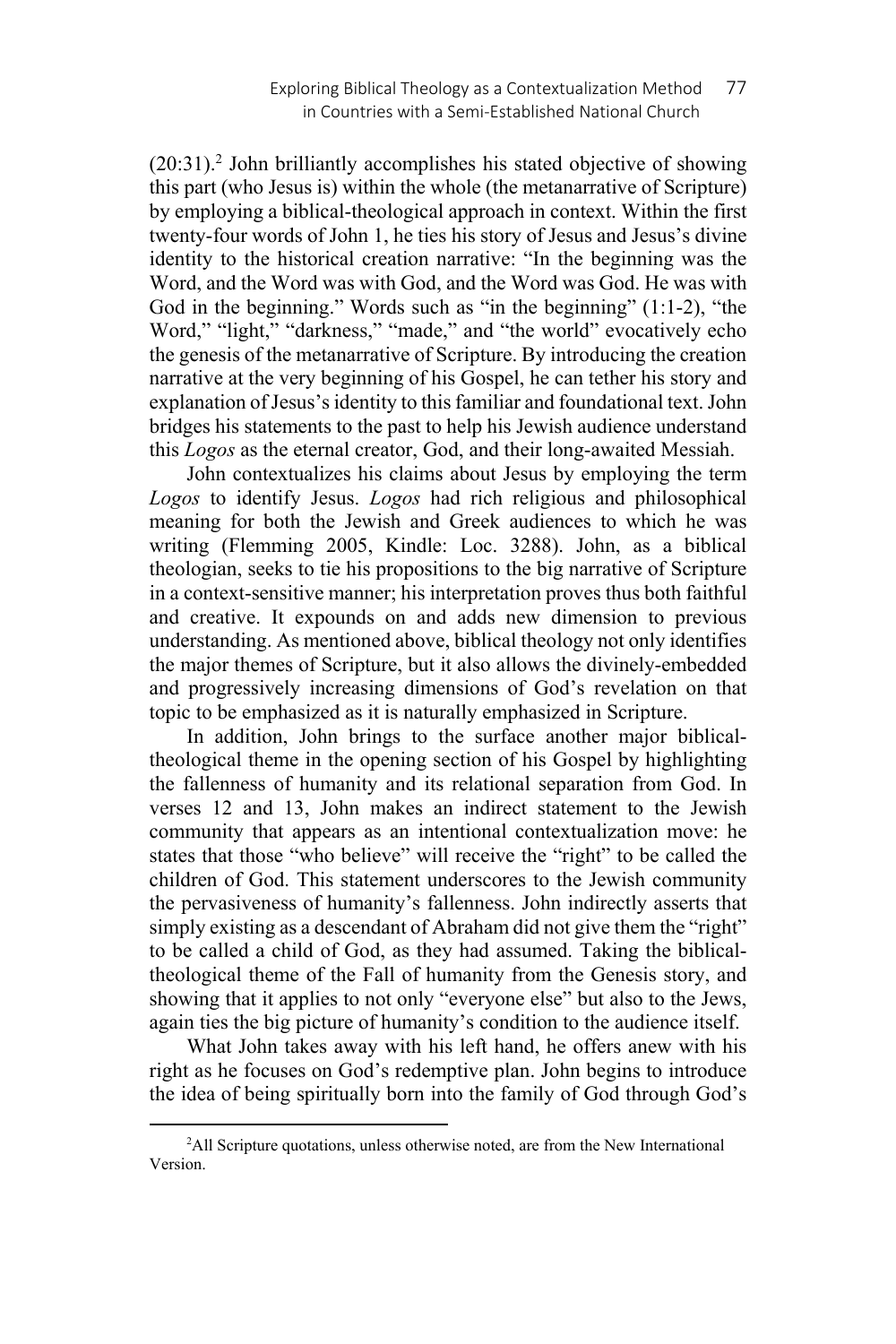(20:31).[2] John brilliantly accomplishes his stated objective of showing this part (who Jesus is) within the whole (the metanarrative of Scripture) by employing a biblical-theological approach in context. Within the first twenty-four words of John 1, he ties his story of Jesus and Jesus's divine identity to the historical creation narrative: "In the beginning was the Word, and the Word was with God, and the Word was God. He was with God in the beginning." Words such as "in the beginning" (1:1-2), "the Word," "light," "darkness," "made," and "the world" evocatively echo the genesis of the metanarrative of Scripture. By introducing the creation narrative at the very beginning of his Gospel, he can tether his story and explanation of Jesus's identity to this familiar and foundational text. John bridges his statements to the past to help his Jewish audience understand this *Logos* as the eternal creator, God, and their long-awaited Messiah.

John contextualizes his claims about Jesus by employing the term *Logos* to identify Jesus. *Logos* had rich religious and philosophical meaning for both the Jewish and Greek audiences to which he was writing (Flemming 2005, Kindle: Loc. 3288). John, as a biblical theologian, seeks to tie his propositions to the big narrative of Scripture in a context-sensitive manner; his interpretation proves thus both faithful and creative. It expounds on and adds new dimension to previous understanding. As mentioned above, biblical theology not only identifies the major themes of Scripture, but it also allows the divinely-embedded and progressively increasing dimensions of God's revelation on that topic to be emphasized as it is naturally emphasized in Scripture.

In addition, John brings to the surface another major biblical-theological theme in the opening section of his Gospel by highlighting the fallenness of humanity and its relational separation from God. In verses 12 and 13, John makes an indirect statement to the Jewish community that appears as an intentional contextualization move: he states that those "who believe" will receive the "right" to be called the children of God. This statement underscores to the Jewish community the pervasiveness of humanity's fallenness. John indirectly asserts that simply existing as a descendant of Abraham did not give them the "right" to be called a child of God, as they had assumed. Taking the biblical-theological theme of the Fall of humanity from the Genesis story, and showing that it applies to not only "everyone else" but also to the Jews, again ties the big picture of humanity's condition to the audience itself.

What John takes away with his left hand, he offers anew with his right as he focuses on God's redemptive plan. John begins to introduce the idea of being spiritually born into the family of God through God's

[2] All Scripture quotations, unless otherwise noted, are from the New International Version.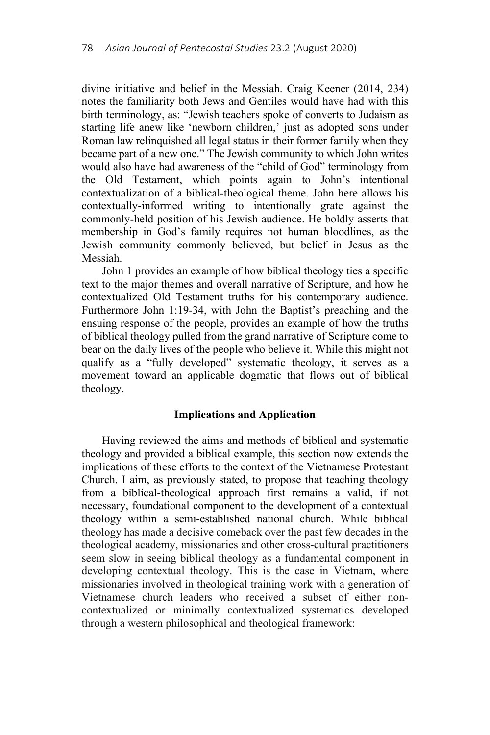divine initiative and belief in the Messiah. Craig Keener (2014, 234) notes the familiarity both Jews and Gentiles would have had with this birth terminology, as: "Jewish teachers spoke of converts to Judaism as starting life anew like 'newborn children,' just as adopted sons under Roman law relinquished all legal status in their former family when they became part of a new one." The Jewish community to which John writes would also have had awareness of the "child of God" terminology from the Old Testament, which points again to John's intentional contextualization of a biblical-theological theme. John here allows his contextually-informed writing to intentionally grate against the commonly-held position of his Jewish audience. He boldly asserts that membership in God's family requires not human bloodlines, as the Jewish community commonly believed, but belief in Jesus as the Messiah.

John 1 provides an example of how biblical theology ties a specific text to the major themes and overall narrative of Scripture, and how he contextualized Old Testament truths for his contemporary audience. Furthermore John 1:19-34, with John the Baptist's preaching and the ensuing response of the people, provides an example of how the truths of biblical theology pulled from the grand narrative of Scripture come to bear on the daily lives of the people who believe it. While this might not qualify as a "fully developed" systematic theology, it serves as a movement toward an applicable dogmatic that flows out of biblical theology.

## Implications and Application

Having reviewed the aims and methods of biblical and systematic theology and provided a biblical example, this section now extends the implications of these efforts to the context of the Vietnamese Protestant Church. I aim, as previously stated, to propose that teaching theology from a biblical-theological approach first remains a valid, if not necessary, foundational component to the development of a contextual theology within a semi-established national church. While biblical theology has made a decisive comeback over the past few decades in the theological academy, missionaries and other cross-cultural practitioners seem slow in seeing biblical theology as a fundamental component in developing contextual theology. This is the case in Vietnam, where missionaries involved in theological training work with a generation of Vietnamese church leaders who received a subset of either non-contextualized or minimally contextualized systematics developed through a western philosophical and theological framework: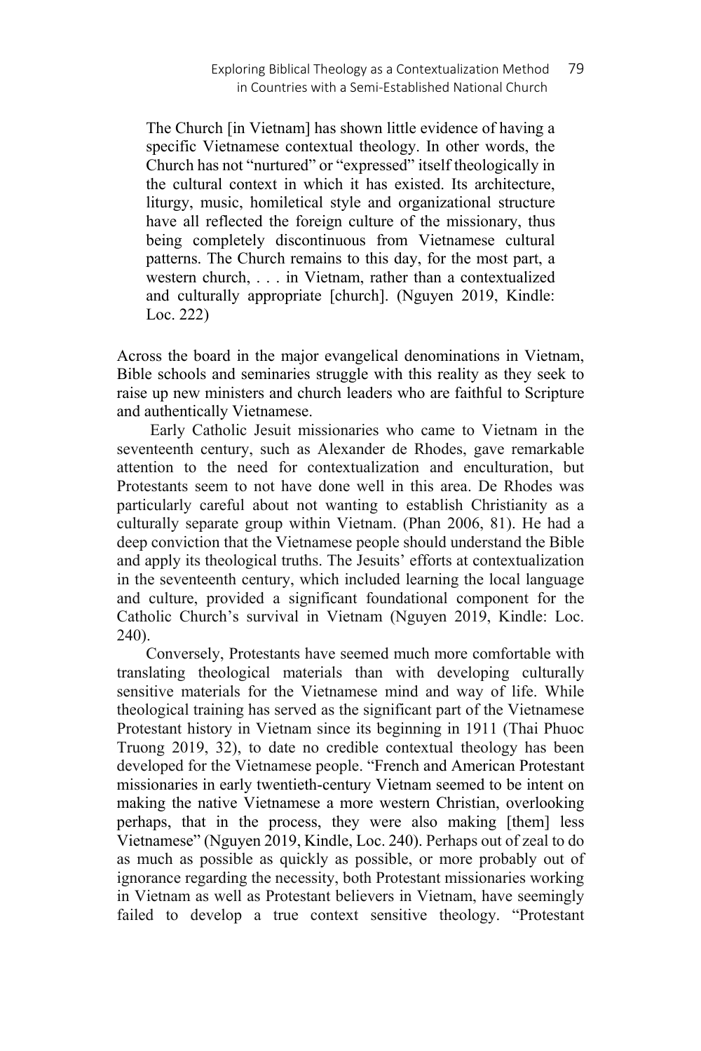> The Church [in Vietnam] has shown little evidence of having a specific Vietnamese contextual theology. In other words, the Church has not "nurtured" or "expressed" itself theologically in the cultural context in which it has existed. Its architecture, liturgy, music, homiletical style and organizational structure have all reflected the foreign culture of the missionary, thus being completely discontinuous from Vietnamese cultural patterns. The Church remains to this day, for the most part, a western church, . . . in Vietnam, rather than a contextualized and culturally appropriate [church]. (Nguyen 2019, Kindle: Loc. 222)

Across the board in the major evangelical denominations in Vietnam, Bible schools and seminaries struggle with this reality as they seek to raise up new ministers and church leaders who are faithful to Scripture and authentically Vietnamese.

Early Catholic Jesuit missionaries who came to Vietnam in the seventeenth century, such as Alexander de Rhodes, gave remarkable attention to the need for contextualization and enculturation, but Protestants seem to not have done well in this area. De Rhodes was particularly careful about not wanting to establish Christianity as a culturally separate group within Vietnam. (Phan 2006, 81). He had a deep conviction that the Vietnamese people should understand the Bible and apply its theological truths. The Jesuits' efforts at contextualization in the seventeenth century, which included learning the local language and culture, provided a significant foundational component for the Catholic Church's survival in Vietnam (Nguyen 2019, Kindle: Loc. 240).

Conversely, Protestants have seemed much more comfortable with translating theological materials than with developing culturally sensitive materials for the Vietnamese mind and way of life. While theological training has served as the significant part of the Vietnamese Protestant history in Vietnam since its beginning in 1911 (Thai Phuoc Truong 2019, 32), to date no credible contextual theology has been developed for the Vietnamese people. "French and American Protestant missionaries in early twentieth-century Vietnam seemed to be intent on making the native Vietnamese a more western Christian, overlooking perhaps, that in the process, they were also making [them] less Vietnamese" (Nguyen 2019, Kindle, Loc. 240). Perhaps out of zeal to do as much as possible as quickly as possible, or more probably out of ignorance regarding the necessity, both Protestant missionaries working in Vietnam as well as Protestant believers in Vietnam, have seemingly failed to develop a true context sensitive theology. "Protestant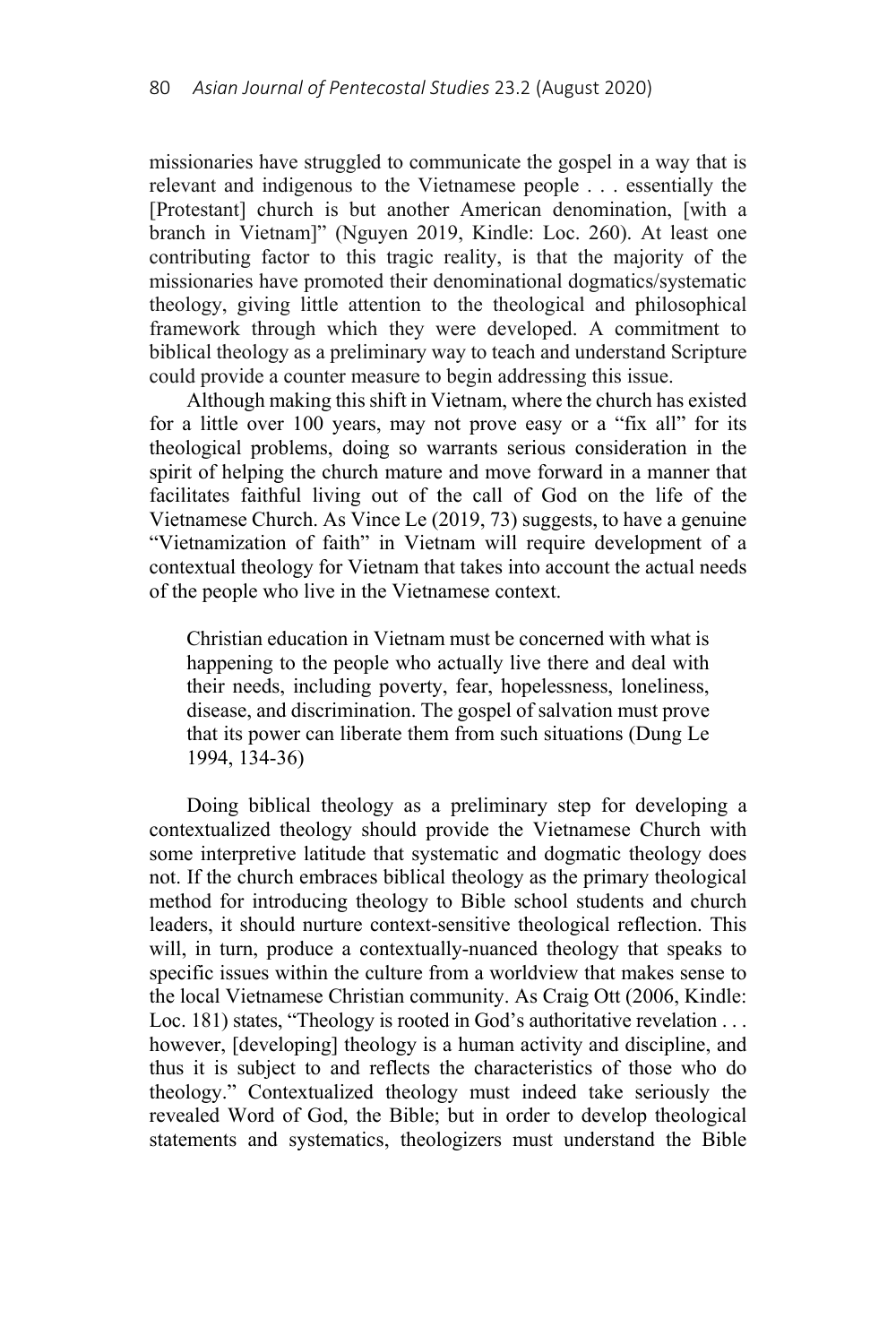missionaries have struggled to communicate the gospel in a way that is relevant and indigenous to the Vietnamese people . . . essentially the [Protestant] church is but another American denomination, [with a branch in Vietnam]" (Nguyen 2019, Kindle: Loc. 260). At least one contributing factor to this tragic reality, is that the majority of the missionaries have promoted their denominational dogmatics/systematic theology, giving little attention to the theological and philosophical framework through which they were developed. A commitment to biblical theology as a preliminary way to teach and understand Scripture could provide a counter measure to begin addressing this issue.

Although making this shift in Vietnam, where the church has existed for a little over 100 years, may not prove easy or a "fix all" for its theological problems, doing so warrants serious consideration in the spirit of helping the church mature and move forward in a manner that facilitates faithful living out of the call of God on the life of the Vietnamese Church. As Vince Le (2019, 73) suggests, to have a genuine "Vietnamization of faith" in Vietnam will require development of a contextual theology for Vietnam that takes into account the actual needs of the people who live in the Vietnamese context.

> Christian education in Vietnam must be concerned with what is happening to the people who actually live there and deal with their needs, including poverty, fear, hopelessness, loneliness, disease, and discrimination. The gospel of salvation must prove that its power can liberate them from such situations (Dung Le 1994, 134-36)

Doing biblical theology as a preliminary step for developing a contextualized theology should provide the Vietnamese Church with some interpretive latitude that systematic and dogmatic theology does not. If the church embraces biblical theology as the primary theological method for introducing theology to Bible school students and church leaders, it should nurture context-sensitive theological reflection. This will, in turn, produce a contextually-nuanced theology that speaks to specific issues within the culture from a worldview that makes sense to the local Vietnamese Christian community. As Craig Ott (2006, Kindle: Loc. 181) states, "Theology is rooted in God's authoritative revelation . . . however, [developing] theology is a human activity and discipline, and thus it is subject to and reflects the characteristics of those who do theology." Contextualized theology must indeed take seriously the revealed Word of God, the Bible; but in order to develop theological statements and systematics, theologizers must understand the Bible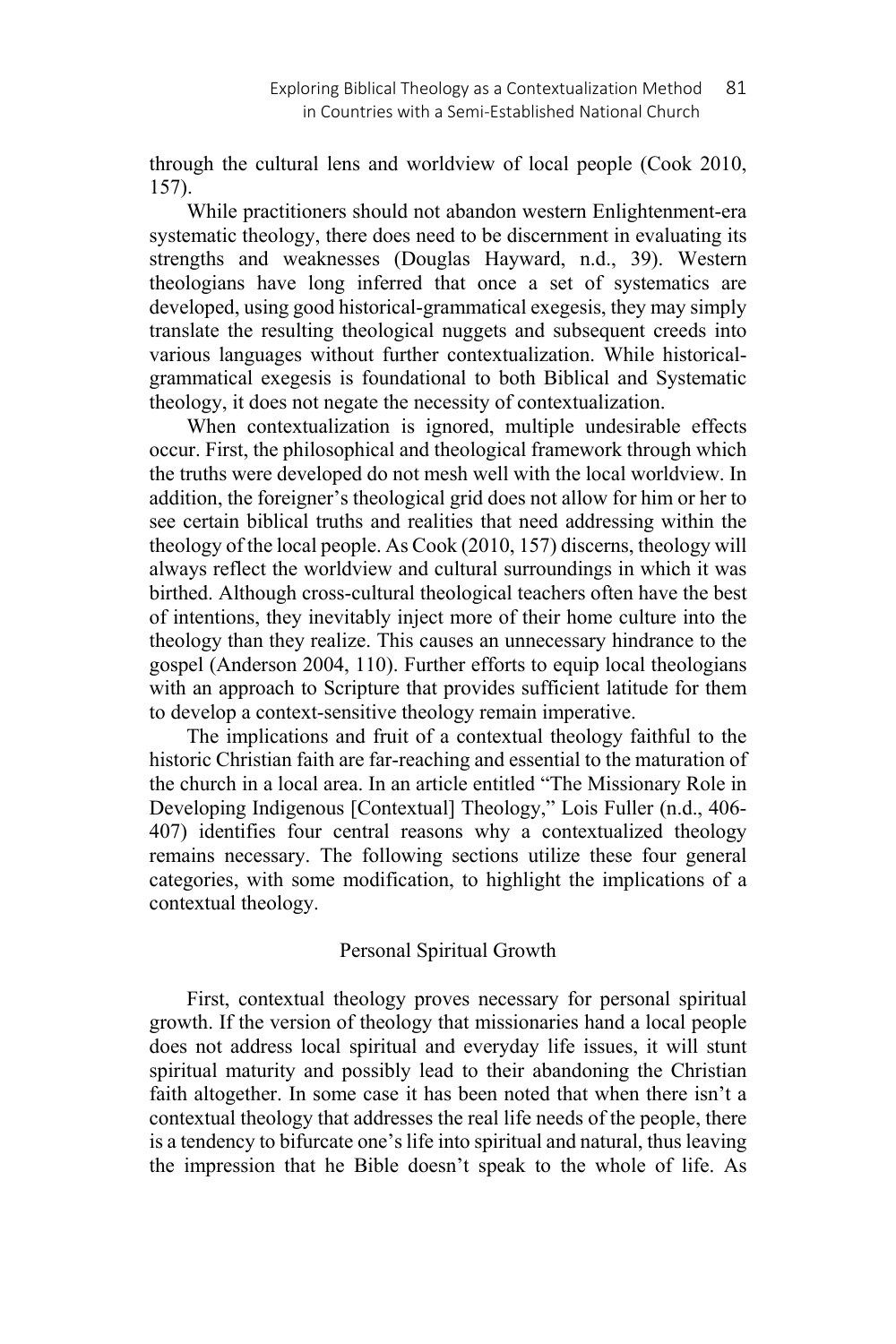through the cultural lens and worldview of local people (Cook 2010, 157).

While practitioners should not abandon western Enlightenment-era systematic theology, there does need to be discernment in evaluating its strengths and weaknesses (Douglas Hayward, n.d., 39). Western theologians have long inferred that once a set of systematics are developed, using good historical-grammatical exegesis, they may simply translate the resulting theological nuggets and subsequent creeds into various languages without further contextualization. While historical-grammatical exegesis is foundational to both Biblical and Systematic theology, it does not negate the necessity of contextualization.

When contextualization is ignored, multiple undesirable effects occur. First, the philosophical and theological framework through which the truths were developed do not mesh well with the local worldview. In addition, the foreigner's theological grid does not allow for him or her to see certain biblical truths and realities that need addressing within the theology of the local people. As Cook (2010, 157) discerns, theology will always reflect the worldview and cultural surroundings in which it was birthed. Although cross-cultural theological teachers often have the best of intentions, they inevitably inject more of their home culture into the theology than they realize. This causes an unnecessary hindrance to the gospel (Anderson 2004, 110). Further efforts to equip local theologians with an approach to Scripture that provides sufficient latitude for them to develop a context-sensitive theology remain imperative.

The implications and fruit of a contextual theology faithful to the historic Christian faith are far-reaching and essential to the maturation of the church in a local area. In an article entitled "The Missionary Role in Developing Indigenous [Contextual] Theology," Lois Fuller (n.d., 406-407) identifies four central reasons why a contextualized theology remains necessary. The following sections utilize these four general categories, with some modification, to highlight the implications of a contextual theology.

## Personal Spiritual Growth

First, contextual theology proves necessary for personal spiritual growth. If the version of theology that missionaries hand a local people does not address local spiritual and everyday life issues, it will stunt spiritual maturity and possibly lead to their abandoning the Christian faith altogether. In some case it has been noted that when there isn't a contextual theology that addresses the real life needs of the people, there is a tendency to bifurcate one's life into spiritual and natural, thus leaving the impression that he Bible doesn't speak to the whole of life. As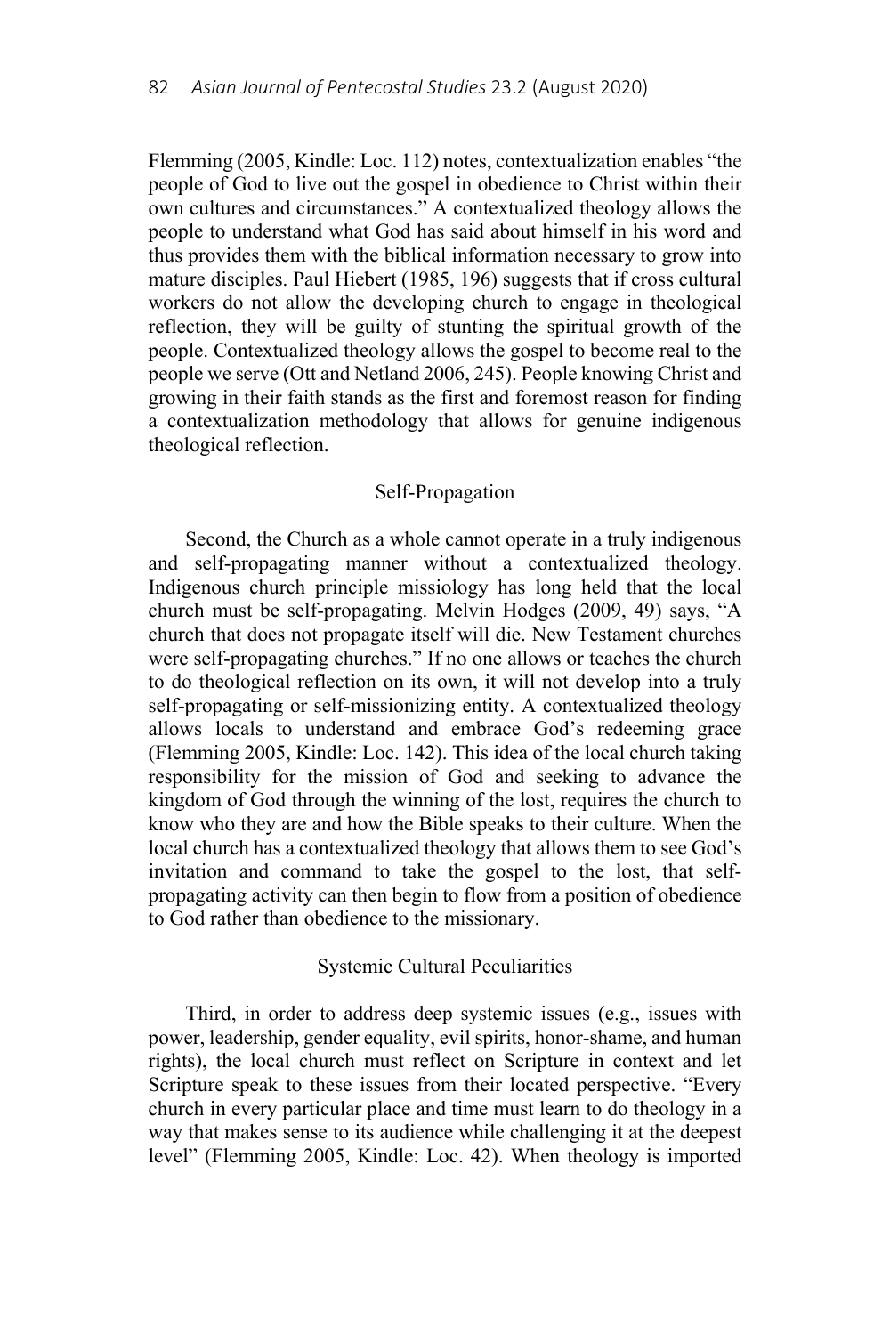Flemming (2005, Kindle: Loc. 112) notes, contextualization enables "the people of God to live out the gospel in obedience to Christ within their own cultures and circumstances." A contextualized theology allows the people to understand what God has said about himself in his word and thus provides them with the biblical information necessary to grow into mature disciples. Paul Hiebert (1985, 196) suggests that if cross cultural workers do not allow the developing church to engage in theological reflection, they will be guilty of stunting the spiritual growth of the people. Contextualized theology allows the gospel to become real to the people we serve (Ott and Netland 2006, 245). People knowing Christ and growing in their faith stands as the first and foremost reason for finding a contextualization methodology that allows for genuine indigenous theological reflection.

### Self-Propagation

Second, the Church as a whole cannot operate in a truly indigenous and self-propagating manner without a contextualized theology. Indigenous church principle missiology has long held that the local church must be self-propagating. Melvin Hodges (2009, 49) says, "A church that does not propagate itself will die. New Testament churches were self-propagating churches." If no one allows or teaches the church to do theological reflection on its own, it will not develop into a truly self-propagating or self-missionizing entity. A contextualized theology allows locals to understand and embrace God's redeeming grace (Flemming 2005, Kindle: Loc. 142). This idea of the local church taking responsibility for the mission of God and seeking to advance the kingdom of God through the winning of the lost, requires the church to know who they are and how the Bible speaks to their culture. When the local church has a contextualized theology that allows them to see God's invitation and command to take the gospel to the lost, that self-propagating activity can then begin to flow from a position of obedience to God rather than obedience to the missionary.

### Systemic Cultural Peculiarities

Third, in order to address deep systemic issues (e.g., issues with power, leadership, gender equality, evil spirits, honor-shame, and human rights), the local church must reflect on Scripture in context and let Scripture speak to these issues from their located perspective. "Every church in every particular place and time must learn to do theology in a way that makes sense to its audience while challenging it at the deepest level" (Flemming 2005, Kindle: Loc. 42). When theology is imported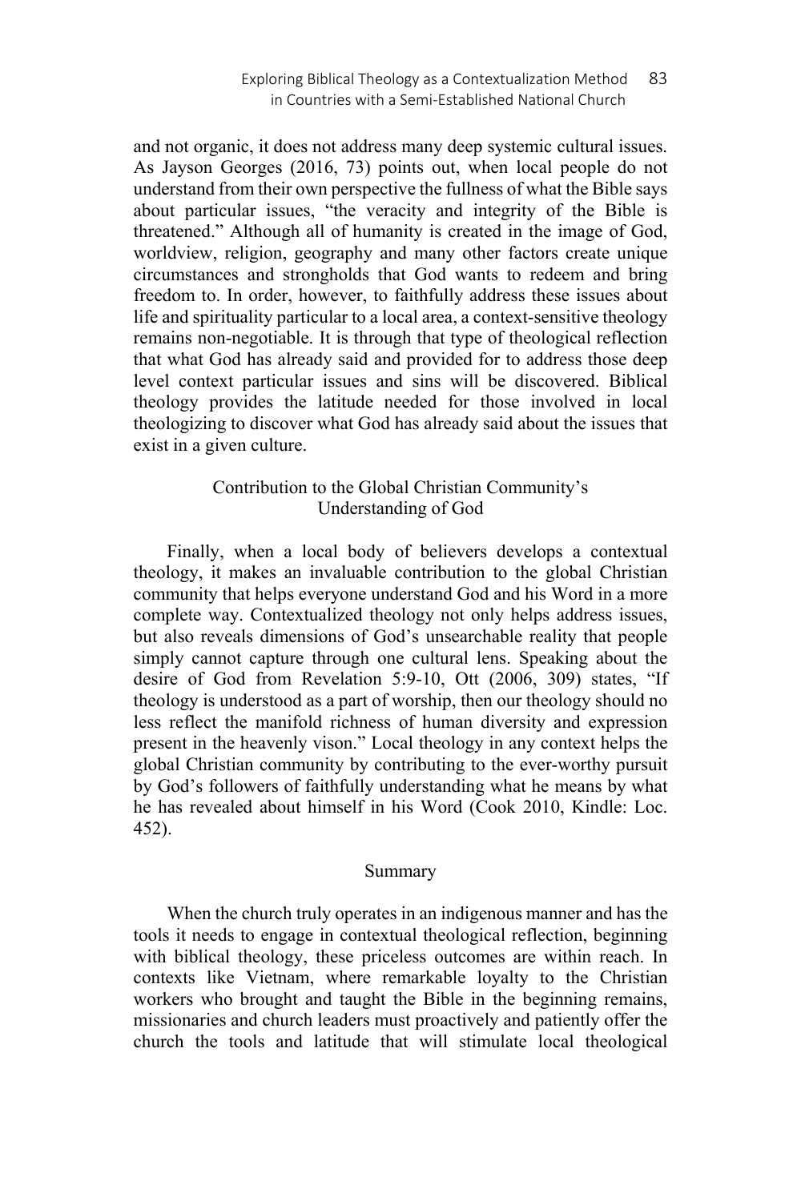and not organic, it does not address many deep systemic cultural issues. As Jayson Georges (2016, 73) points out, when local people do not understand from their own perspective the fullness of what the Bible says about particular issues, "the veracity and integrity of the Bible is threatened." Although all of humanity is created in the image of God, worldview, religion, geography and many other factors create unique circumstances and strongholds that God wants to redeem and bring freedom to. In order, however, to faithfully address these issues about life and spirituality particular to a local area, a context-sensitive theology remains non-negotiable. It is through that type of theological reflection that what God has already said and provided for to address those deep level context particular issues and sins will be discovered. Biblical theology provides the latitude needed for those involved in local theologizing to discover what God has already said about the issues that exist in a given culture.

### Contribution to the Global Christian Community's Understanding of God

Finally, when a local body of believers develops a contextual theology, it makes an invaluable contribution to the global Christian community that helps everyone understand God and his Word in a more complete way. Contextualized theology not only helps address issues, but also reveals dimensions of God's unsearchable reality that people simply cannot capture through one cultural lens. Speaking about the desire of God from Revelation 5:9-10, Ott (2006, 309) states, "If theology is understood as a part of worship, then our theology should no less reflect the manifold richness of human diversity and expression present in the heavenly vison." Local theology in any context helps the global Christian community by contributing to the ever-worthy pursuit by God's followers of faithfully understanding what he means by what he has revealed about himself in his Word (Cook 2010, Kindle: Loc. 452).

### Summary

When the church truly operates in an indigenous manner and has the tools it needs to engage in contextual theological reflection, beginning with biblical theology, these priceless outcomes are within reach. In contexts like Vietnam, where remarkable loyalty to the Christian workers who brought and taught the Bible in the beginning remains, missionaries and church leaders must proactively and patiently offer the church the tools and latitude that will stimulate local theological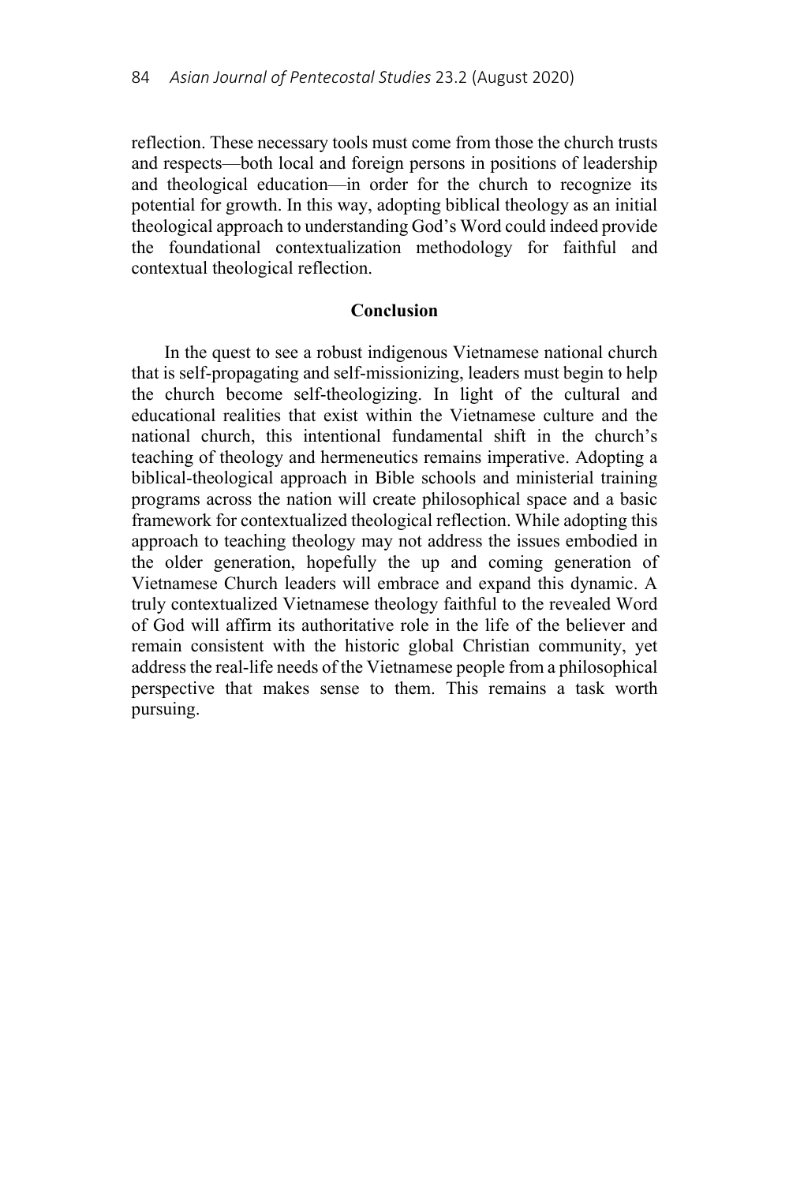reflection. These necessary tools must come from those the church trusts and respects—both local and foreign persons in positions of leadership and theological education—in order for the church to recognize its potential for growth. In this way, adopting biblical theology as an initial theological approach to understanding God's Word could indeed provide the foundational contextualization methodology for faithful and contextual theological reflection.

## Conclusion

In the quest to see a robust indigenous Vietnamese national church that is self-propagating and self-missionizing, leaders must begin to help the church become self-theologizing. In light of the cultural and educational realities that exist within the Vietnamese culture and the national church, this intentional fundamental shift in the church's teaching of theology and hermeneutics remains imperative. Adopting a biblical-theological approach in Bible schools and ministerial training programs across the nation will create philosophical space and a basic framework for contextualized theological reflection. While adopting this approach to teaching theology may not address the issues embodied in the older generation, hopefully the up and coming generation of Vietnamese Church leaders will embrace and expand this dynamic. A truly contextualized Vietnamese theology faithful to the revealed Word of God will affirm its authoritative role in the life of the believer and remain consistent with the historic global Christian community, yet address the real-life needs of the Vietnamese people from a philosophical perspective that makes sense to them. This remains a task worth pursuing.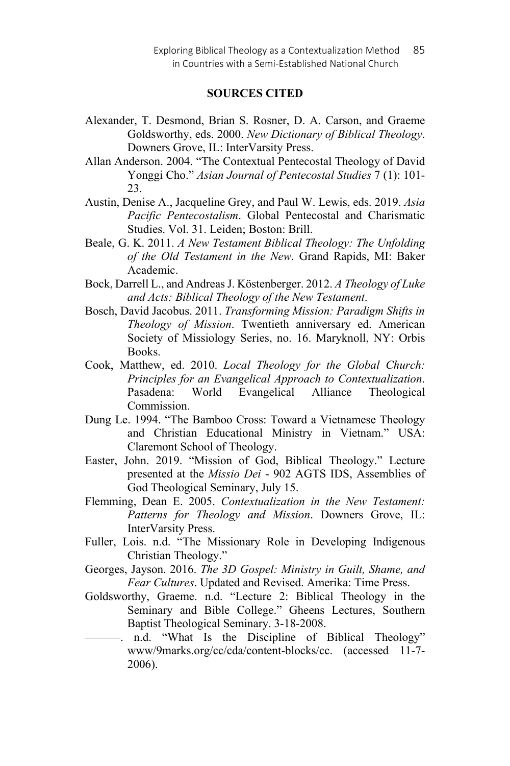## SOURCES CITED

Alexander, T. Desmond, Brian S. Rosner, D. A. Carson, and Graeme Goldsworthy, eds. 2000. *New Dictionary of Biblical Theology*. Downers Grove, IL: InterVarsity Press.

Allan Anderson. 2004. "The Contextual Pentecostal Theology of David Yonggi Cho." *Asian Journal of Pentecostal Studies* 7 (1): 101-23.

Austin, Denise A., Jacqueline Grey, and Paul W. Lewis, eds. 2019. *Asia Pacific Pentecostalism*. Global Pentecostal and Charismatic Studies. Vol. 31. Leiden; Boston: Brill.

Beale, G. K. 2011. *A New Testament Biblical Theology: The Unfolding of the Old Testament in the New*. Grand Rapids, MI: Baker Academic.

Bock, Darrell L., and Andreas J. Köstenberger. 2012. *A Theology of Luke and Acts: Biblical Theology of the New Testament*.

Bosch, David Jacobus. 2011. *Transforming Mission: Paradigm Shifts in Theology of Mission*. Twentieth anniversary ed. American Society of Missiology Series, no. 16. Maryknoll, NY: Orbis Books.

Cook, Matthew, ed. 2010. *Local Theology for the Global Church: Principles for an Evangelical Approach to Contextualization*. Pasadena: World Evangelical Alliance Theological Commission.

Dung Le. 1994. "The Bamboo Cross: Toward a Vietnamese Theology and Christian Educational Ministry in Vietnam." USA: Claremont School of Theology.

Easter, John. 2019. "Mission of God, Biblical Theology." Lecture presented at the *Missio Dei* - 902 AGTS IDS, Assemblies of God Theological Seminary, July 15.

Flemming, Dean E. 2005. *Contextualization in the New Testament: Patterns for Theology and Mission*. Downers Grove, IL: InterVarsity Press.

Fuller, Lois. n.d. "The Missionary Role in Developing Indigenous Christian Theology."

Georges, Jayson. 2016. *The 3D Gospel: Ministry in Guilt, Shame, and Fear Cultures*. Updated and Revised. Amerika: Time Press.

Goldsworthy, Graeme. n.d. "Lecture 2: Biblical Theology in the Seminary and Bible College." Gheens Lectures, Southern Baptist Theological Seminary. 3-18-2008.

———. n.d. "What Is the Discipline of Biblical Theology" www/9marks.org/cc/cda/content-blocks/cc. (accessed 11-7-2006).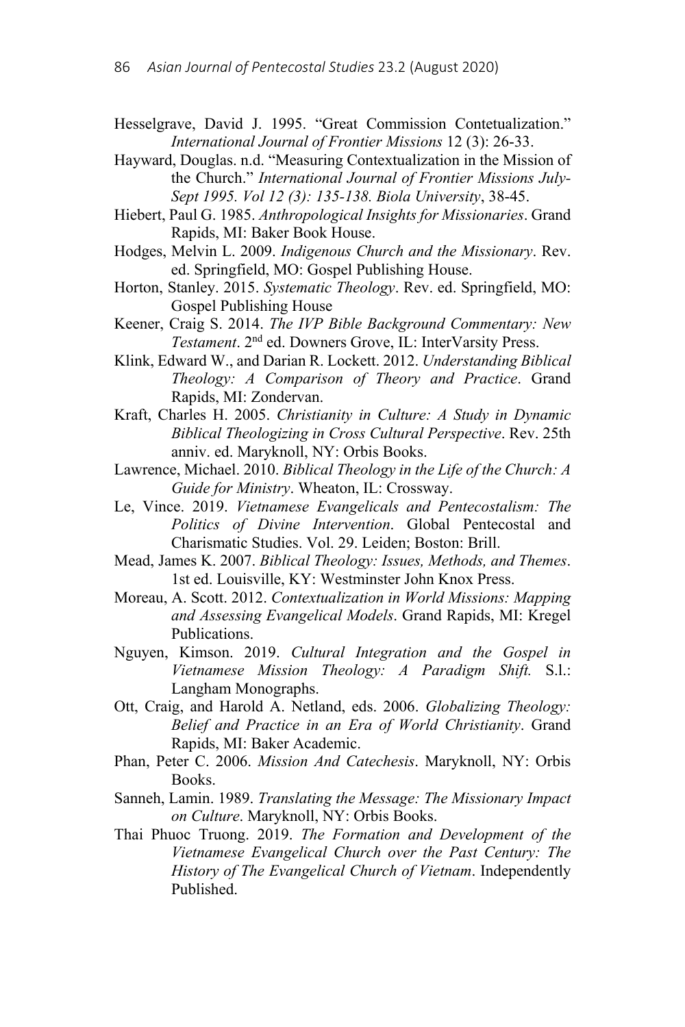Hesselgrave, David J. 1995. "Great Commission Contetualization." *International Journal of Frontier Missions* 12 (3): 26-33.

Hayward, Douglas. n.d. "Measuring Contextualization in the Mission of the Church." *International Journal of Frontier Missions July-Sept 1995. Vol 12 (3): 135-138. Biola University*, 38-45.

Hiebert, Paul G. 1985. *Anthropological Insights for Missionaries*. Grand Rapids, MI: Baker Book House.

Hodges, Melvin L. 2009. *Indigenous Church and the Missionary*. Rev. ed. Springfield, MO: Gospel Publishing House.

Horton, Stanley. 2015. *Systematic Theology*. Rev. ed. Springfield, MO: Gospel Publishing House

Keener, Craig S. 2014. *The IVP Bible Background Commentary: New Testament*. 2nd ed. Downers Grove, IL: InterVarsity Press.

Klink, Edward W., and Darian R. Lockett. 2012. *Understanding Biblical Theology: A Comparison of Theory and Practice*. Grand Rapids, MI: Zondervan.

Kraft, Charles H. 2005. *Christianity in Culture: A Study in Dynamic Biblical Theologizing in Cross Cultural Perspective*. Rev. 25th anniv. ed. Maryknoll, NY: Orbis Books.

Lawrence, Michael. 2010. *Biblical Theology in the Life of the Church: A Guide for Ministry*. Wheaton, IL: Crossway.

Le, Vince. 2019. *Vietnamese Evangelicals and Pentecostalism: The Politics of Divine Intervention*. Global Pentecostal and Charismatic Studies. Vol. 29. Leiden; Boston: Brill.

Mead, James K. 2007. *Biblical Theology: Issues, Methods, and Themes*. 1st ed. Louisville, KY: Westminster John Knox Press.

Moreau, A. Scott. 2012. *Contextualization in World Missions: Mapping and Assessing Evangelical Models*. Grand Rapids, MI: Kregel Publications.

Nguyen, Kimson. 2019. *Cultural Integration and the Gospel in Vietnamese Mission Theology: A Paradigm Shift.* S.l.: Langham Monographs.

Ott, Craig, and Harold A. Netland, eds. 2006. *Globalizing Theology: Belief and Practice in an Era of World Christianity*. Grand Rapids, MI: Baker Academic.

Phan, Peter C. 2006. *Mission And Catechesis*. Maryknoll, NY: Orbis Books.

Sanneh, Lamin. 1989. *Translating the Message: The Missionary Impact on Culture*. Maryknoll, NY: Orbis Books.

Thai Phuoc Truong. 2019. *The Formation and Development of the Vietnamese Evangelical Church over the Past Century: The History of The Evangelical Church of Vietnam*. Independently Published.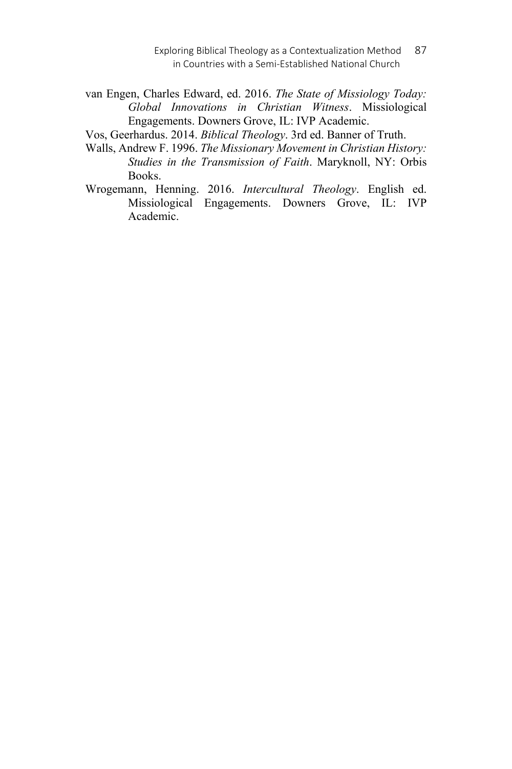van Engen, Charles Edward, ed. 2016. *The State of Missiology Today: Global Innovations in Christian Witness*. Missiological Engagements. Downers Grove, IL: IVP Academic.

Vos, Geerhardus. 2014. *Biblical Theology*. 3rd ed. Banner of Truth.

Walls, Andrew F. 1996. *The Missionary Movement in Christian History: Studies in the Transmission of Faith*. Maryknoll, NY: Orbis Books.

Wrogemann, Henning. 2016. *Intercultural Theology*. English ed. Missiological Engagements. Downers Grove, IL: IVP Academic.